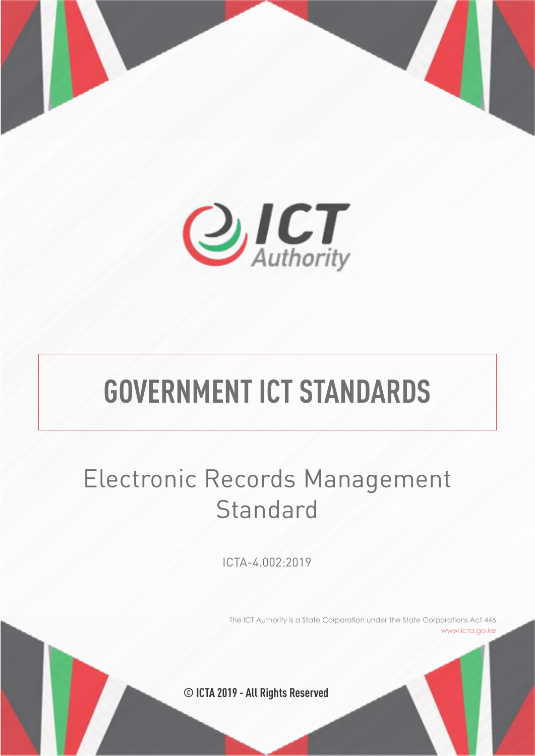ICT Authority

# GOVERNMENT ICT STANDARDS

## Electronic Records Management Standard

ICTA-4.002:2019

The ICT Authority is a State Corporation under the State Corporations Act 446
www.icta.go.ke

© ICTA 2019 - All Rights Reserved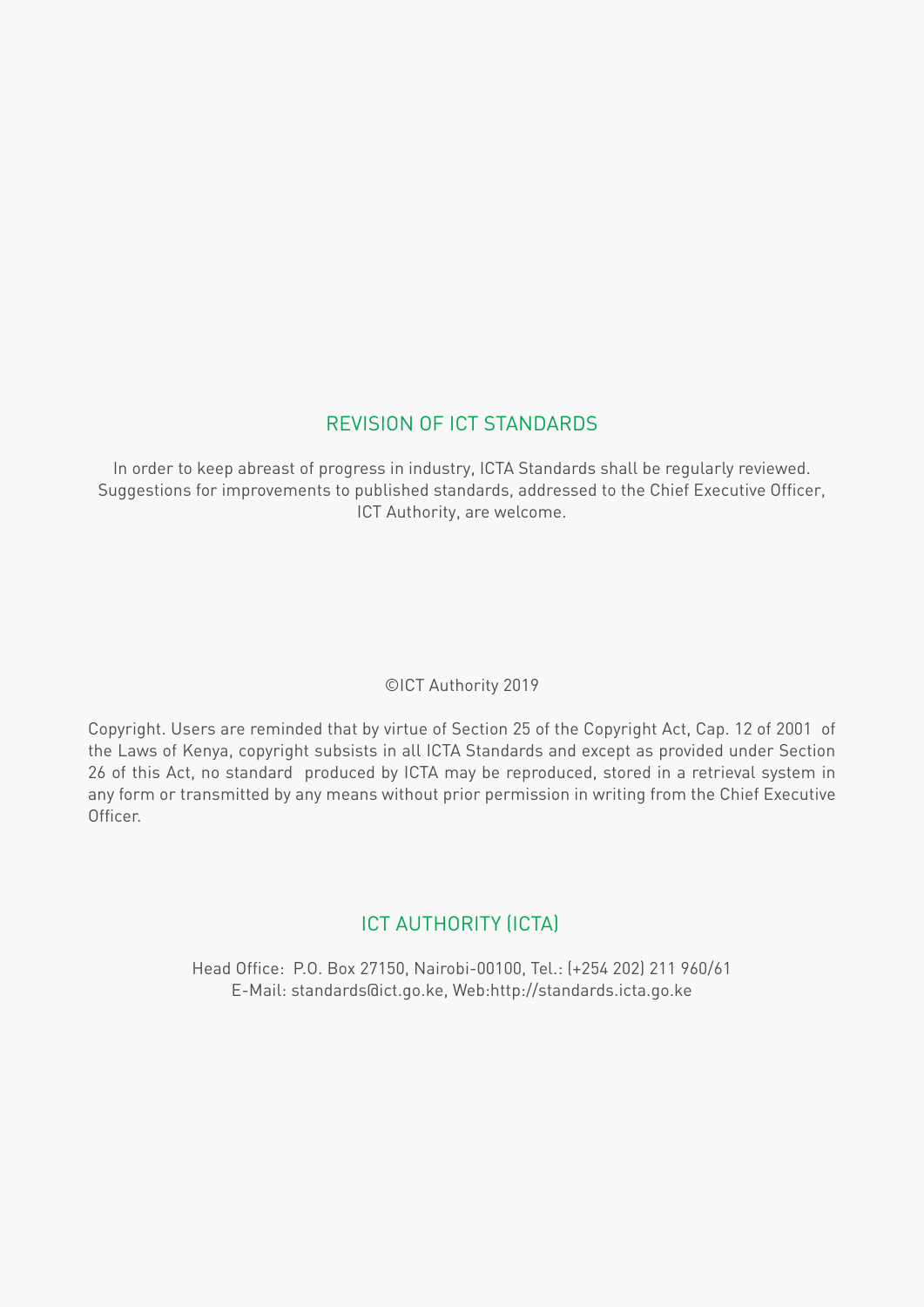## REVISION OF ICT STANDARDS

In order to keep abreast of progress in industry, ICTA Standards shall be regularly reviewed. Suggestions for improvements to published standards, addressed to the Chief Executive Officer, ICT Authority, are welcome.

©ICT Authority 2019

Copyright. Users are reminded that by virtue of Section 25 of the Copyright Act, Cap. 12 of 2001 of the Laws of Kenya, copyright subsists in all ICTA Standards and except as provided under Section 26 of this Act, no standard produced by ICTA may be reproduced, stored in a retrieval system in any form or transmitted by any means without prior permission in writing from the Chief Executive Officer.

## ICT AUTHORITY (ICTA)

Head Office: P.O. Box 27150, Nairobi-00100, Tel.: (+254 202) 211 960/61
E-Mail: standards@ict.go.ke, Web:http://standards.icta.go.ke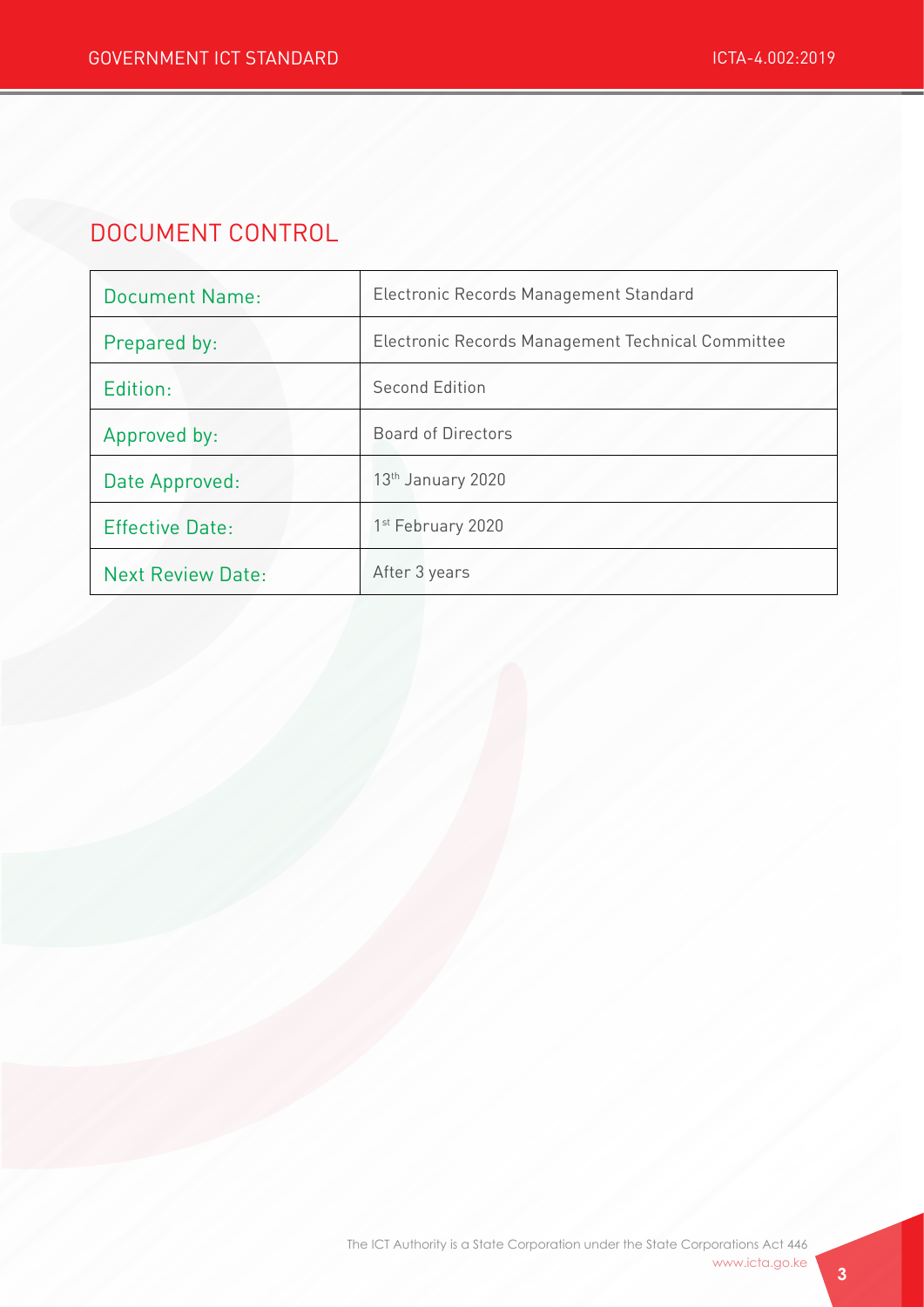## DOCUMENT CONTROL

| | |
|---|---|
| Document Name: | Electronic Records Management Standard |
| Prepared by: | Electronic Records Management Technical Committee |
| Edition: | Second Edition |
| Approved by: | Board of Directors |
| Date Approved: | 13th January 2020 |
| Effective Date: | 1st February 2020 |
| Next Review Date: | After 3 years |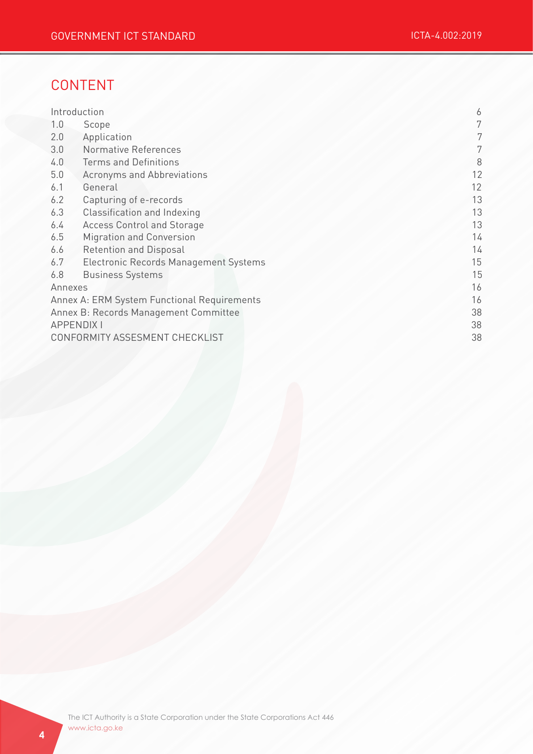# CONTENT

| | | |
|---|---|---|
| Introduction | | 6 |
| 1.0 | Scope | 7 |
| 2.0 | Application | 7 |
| 3.0 | Normative References | 7 |
| 4.0 | Terms and Definitions | 8 |
| 5.0 | Acronyms and Abbreviations | 12 |
| 6.1 | General | 12 |
| 6.2 | Capturing of e-records | 13 |
| 6.3 | Classification and Indexing | 13 |
| 6.4 | Access Control and Storage | 13 |
| 6.5 | Migration and Conversion | 14 |
| 6.6 | Retention and Disposal | 14 |
| 6.7 | Electronic Records Management Systems | 15 |
| 6.8 | Business Systems | 15 |
| Annexes | | 16 |
| Annex A: ERM System Functional Requirements | | 16 |
| Annex B: Records Management Committee | | 38 |
| APPENDIX I | | 38 |
| CONFORMITY ASSESMENT CHECKLIST | | 38 |

The ICT Authority is a State Corporation under the State Corporations Act 446
www.icta.go.ke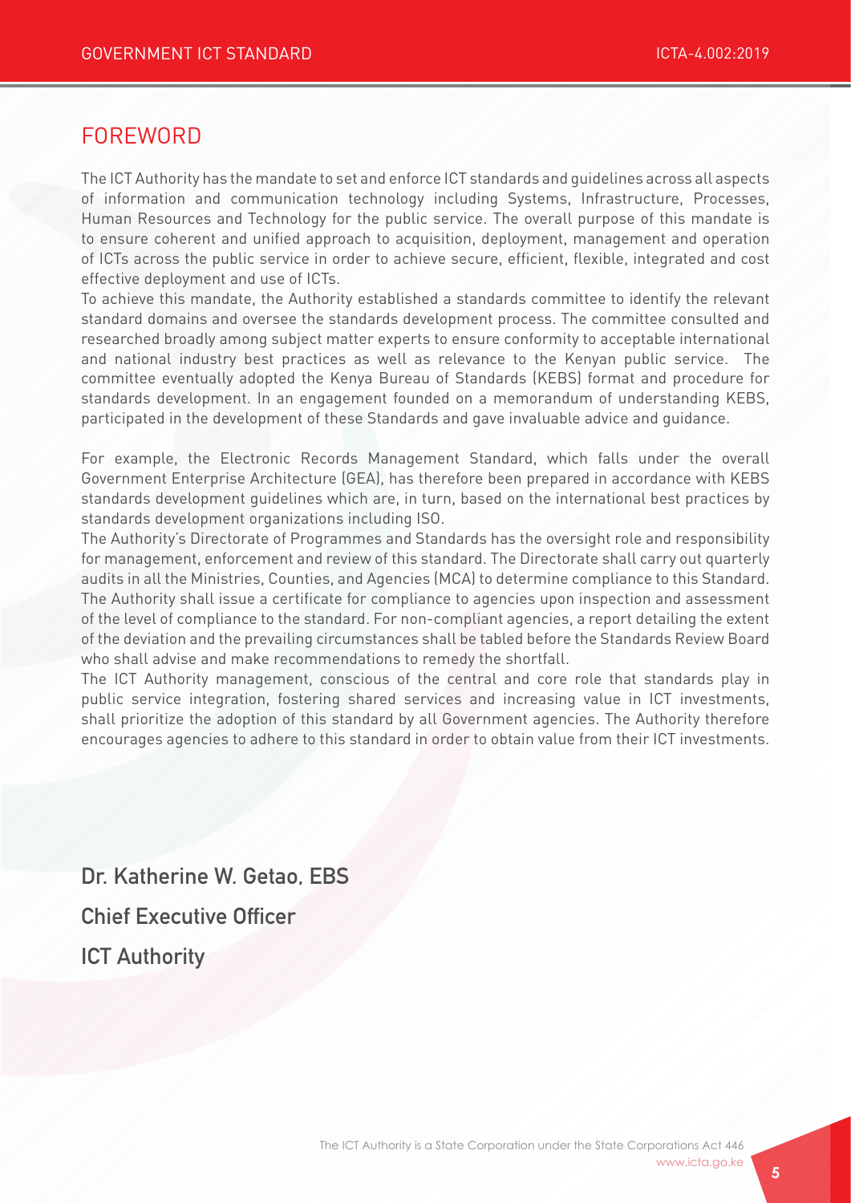## FOREWORD

The ICT Authority has the mandate to set and enforce ICT standards and guidelines across all aspects of information and communication technology including Systems, Infrastructure, Processes, Human Resources and Technology for the public service. The overall purpose of this mandate is to ensure coherent and unified approach to acquisition, deployment, management and operation of ICTs across the public service in order to achieve secure, efficient, flexible, integrated and cost effective deployment and use of ICTs.

To achieve this mandate, the Authority established a standards committee to identify the relevant standard domains and oversee the standards development process. The committee consulted and researched broadly among subject matter experts to ensure conformity to acceptable international and national industry best practices as well as relevance to the Kenyan public service. The committee eventually adopted the Kenya Bureau of Standards (KEBS) format and procedure for standards development. In an engagement founded on a memorandum of understanding KEBS, participated in the development of these Standards and gave invaluable advice and guidance.

For example, the Electronic Records Management Standard, which falls under the overall Government Enterprise Architecture (GEA), has therefore been prepared in accordance with KEBS standards development guidelines which are, in turn, based on the international best practices by standards development organizations including ISO.

The Authority's Directorate of Programmes and Standards has the oversight role and responsibility for management, enforcement and review of this standard. The Directorate shall carry out quarterly audits in all the Ministries, Counties, and Agencies (MCA) to determine compliance to this Standard. The Authority shall issue a certificate for compliance to agencies upon inspection and assessment of the level of compliance to the standard. For non-compliant agencies, a report detailing the extent of the deviation and the prevailing circumstances shall be tabled before the Standards Review Board who shall advise and make recommendations to remedy the shortfall.

The ICT Authority management, conscious of the central and core role that standards play in public service integration, fostering shared services and increasing value in ICT investments, shall prioritize the adoption of this standard by all Government agencies. The Authority therefore encourages agencies to adhere to this standard in order to obtain value from their ICT investments.

**Dr. Katherine W. Getao, EBS**

**Chief Executive Officer**

**ICT Authority**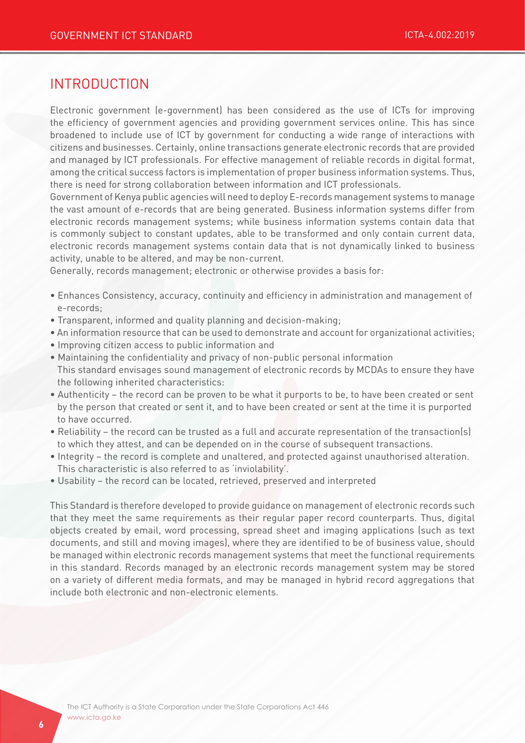# INTRODUCTION

Electronic government (e-government) has been considered as the use of ICTs for improving the efficiency of government agencies and providing government services online. This has since broadened to include use of ICT by government for conducting a wide range of interactions with citizens and businesses. Certainly, online transactions generate electronic records that are provided and managed by ICT professionals. For effective management of reliable records in digital format, among the critical success factors is implementation of proper business information systems. Thus, there is need for strong collaboration between information and ICT professionals.

Government of Kenya public agencies will need to deploy E-records management systems to manage the vast amount of e-records that are being generated. Business information systems differ from electronic records management systems; while business information systems contain data that is commonly subject to constant updates, able to be transformed and only contain current data, electronic records management systems contain data that is not dynamically linked to business activity, unable to be altered, and may be non-current.

Generally, records management; electronic or otherwise provides a basis for:

- Enhances Consistency, accuracy, continuity and efficiency in administration and management of e-records;
- Transparent, informed and quality planning and decision-making;
- An information resource that can be used to demonstrate and account for organizational activities;
- Improving citizen access to public information and
- Maintaining the confidentiality and privacy of non-public personal information

This standard envisages sound management of electronic records by MCDAs to ensure they have the following inherited characteristics:

- Authenticity – the record can be proven to be what it purports to be, to have been created or sent by the person that created or sent it, and to have been created or sent at the time it is purported to have occurred.
- Reliability – the record can be trusted as a full and accurate representation of the transaction(s) to which they attest, and can be depended on in the course of subsequent transactions.
- Integrity – the record is complete and unaltered, and protected against unauthorised alteration. This characteristic is also referred to as 'inviolability'.
- Usability – the record can be located, retrieved, preserved and interpreted

This Standard is therefore developed to provide guidance on management of electronic records such that they meet the same requirements as their regular paper record counterparts. Thus, digital objects created by email, word processing, spread sheet and imaging applications (such as text documents, and still and moving images), where they are identified to be of business value, should be managed within electronic records management systems that meet the functional requirements in this standard. Records managed by an electronic records management system may be stored on a variety of different media formats, and may be managed in hybrid record aggregations that include both electronic and non-electronic elements.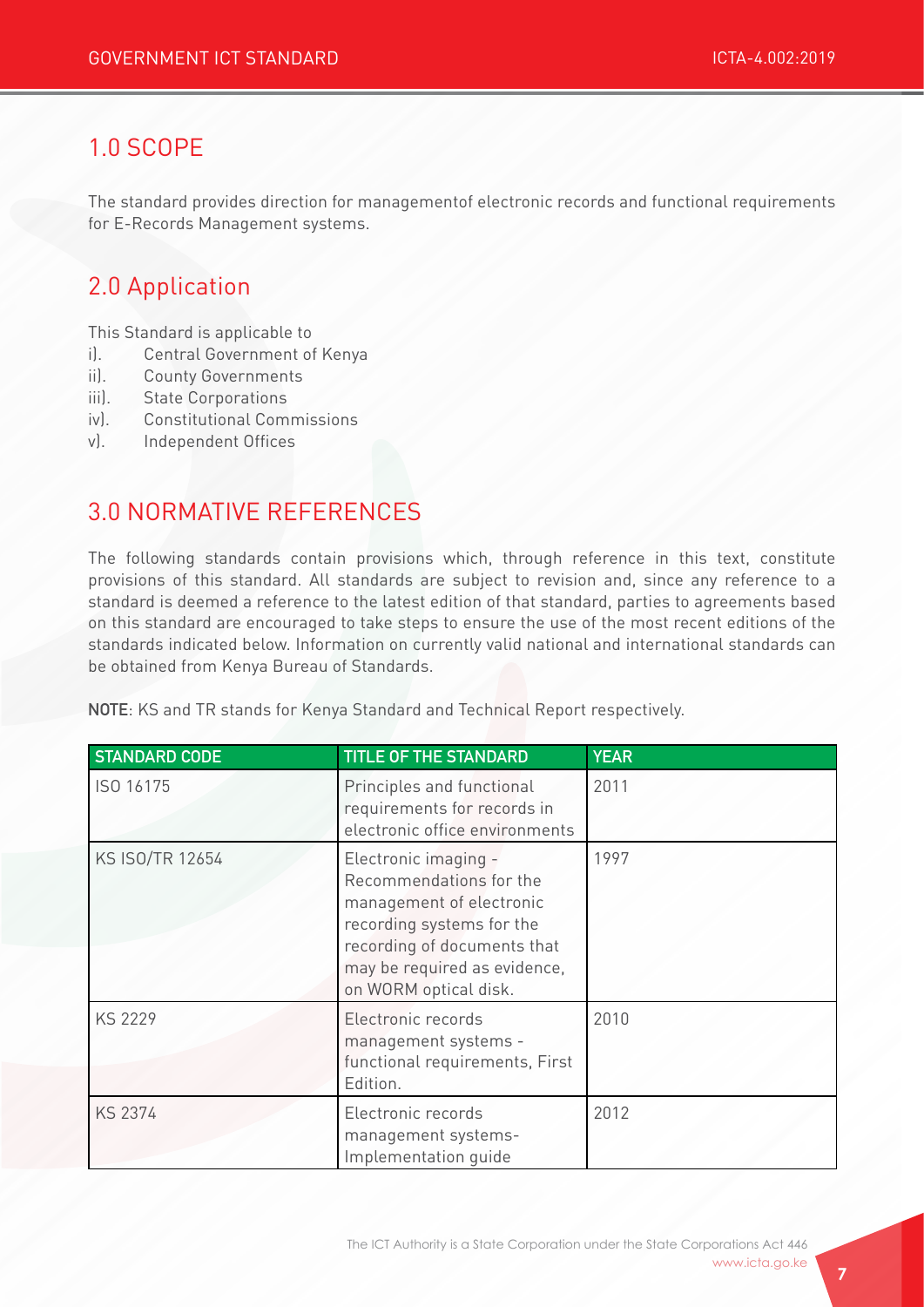## 1.0 SCOPE

The standard provides direction for managementof electronic records and functional requirements for E-Records Management systems.

## 2.0 Application

This Standard is applicable to

i). Central Government of Kenya
ii). County Governments
iii). State Corporations
iv). Constitutional Commissions
v). Independent Offices

## 3.0 NORMATIVE REFERENCES

The following standards contain provisions which, through reference in this text, constitute provisions of this standard. All standards are subject to revision and, since any reference to a standard is deemed a reference to the latest edition of that standard, parties to agreements based on this standard are encouraged to take steps to ensure the use of the most recent editions of the standards indicated below. Information on currently valid national and international standards can be obtained from Kenya Bureau of Standards.

**NOTE**: KS and TR stands for Kenya Standard and Technical Report respectively.

| STANDARD CODE | TITLE OF THE STANDARD | YEAR |
|---|---|---|
| ISO 16175 | Principles and functional requirements for records in electronic office environments | 2011 |
| KS ISO/TR 12654 | Electronic imaging - Recommendations for the management of electronic recording systems for the recording of documents that may be required as evidence, on WORM optical disk. | 1997 |
| KS 2229 | Electronic records management systems - functional requirements, First Edition. | 2010 |
| KS 2374 | Electronic records management systems- Implementation guide | 2012 |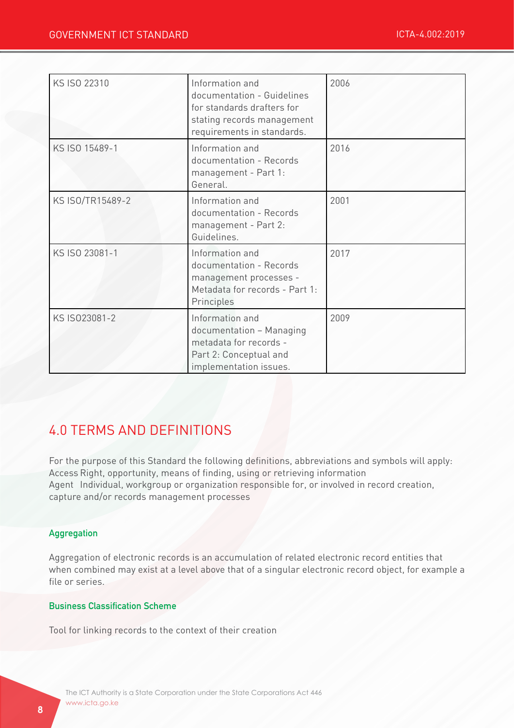| KS ISO 22310 | Information and documentation - Guidelines for standards drafters for stating records management requirements in standards. | 2006 |
|---|---|---|
| KS ISO 15489-1 | Information and documentation - Records management - Part 1: General. | 2016 |
| KS ISO/TR15489-2 | Information and documentation - Records management - Part 2: Guidelines. | 2001 |
| KS ISO 23081-1 | Information and documentation - Records management processes - Metadata for records - Part 1: Principles | 2017 |
| KS ISO23081-2 | Information and documentation – Managing metadata for records - Part 2: Conceptual and implementation issues. | 2009 |

## 4.0 TERMS AND DEFINITIONS

For the purpose of this Standard the following definitions, abbreviations and symbols will apply:
Access Right, opportunity, means of finding, using or retrieving information
Agent  Individual, workgroup or organization responsible for, or involved in record creation, capture and/or records management processes

### Aggregation

Aggregation of electronic records is an accumulation of related electronic record entities that when combined may exist at a level above that of a singular electronic record object, for example a file or series.

### Business Classification Scheme

Tool for linking records to the context of their creation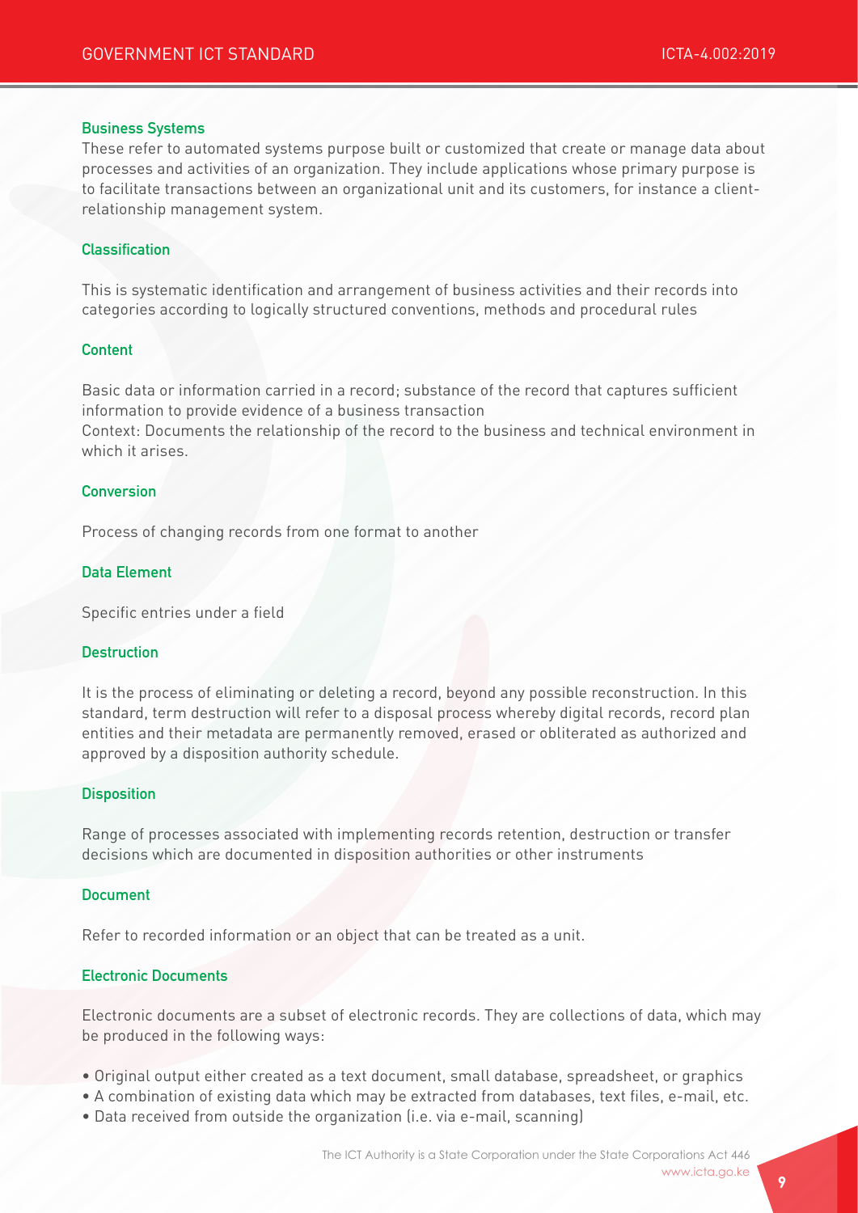### Business Systems

These refer to automated systems purpose built or customized that create or manage data about processes and activities of an organization. They include applications whose primary purpose is to facilitate transactions between an organizational unit and its customers, for instance a client-relationship management system.

### Classification

This is systematic identification and arrangement of business activities and their records into categories according to logically structured conventions, methods and procedural rules

### Content

Basic data or information carried in a record; substance of the record that captures sufficient information to provide evidence of a business transaction
Context: Documents the relationship of the record to the business and technical environment in which it arises.

### Conversion

Process of changing records from one format to another

### Data Element

Specific entries under a field

### Destruction

It is the process of eliminating or deleting a record, beyond any possible reconstruction. In this standard, term destruction will refer to a disposal process whereby digital records, record plan entities and their metadata are permanently removed, erased or obliterated as authorized and approved by a disposition authority schedule.

### Disposition

Range of processes associated with implementing records retention, destruction or transfer decisions which are documented in disposition authorities or other instruments

### Document

Refer to recorded information or an object that can be treated as a unit.

### Electronic Documents

Electronic documents are a subset of electronic records. They are collections of data, which may be produced in the following ways:

- Original output either created as a text document, small database, spreadsheet, or graphics
- A combination of existing data which may be extracted from databases, text files, e-mail, etc.
- Data received from outside the organization (i.e. via e-mail, scanning)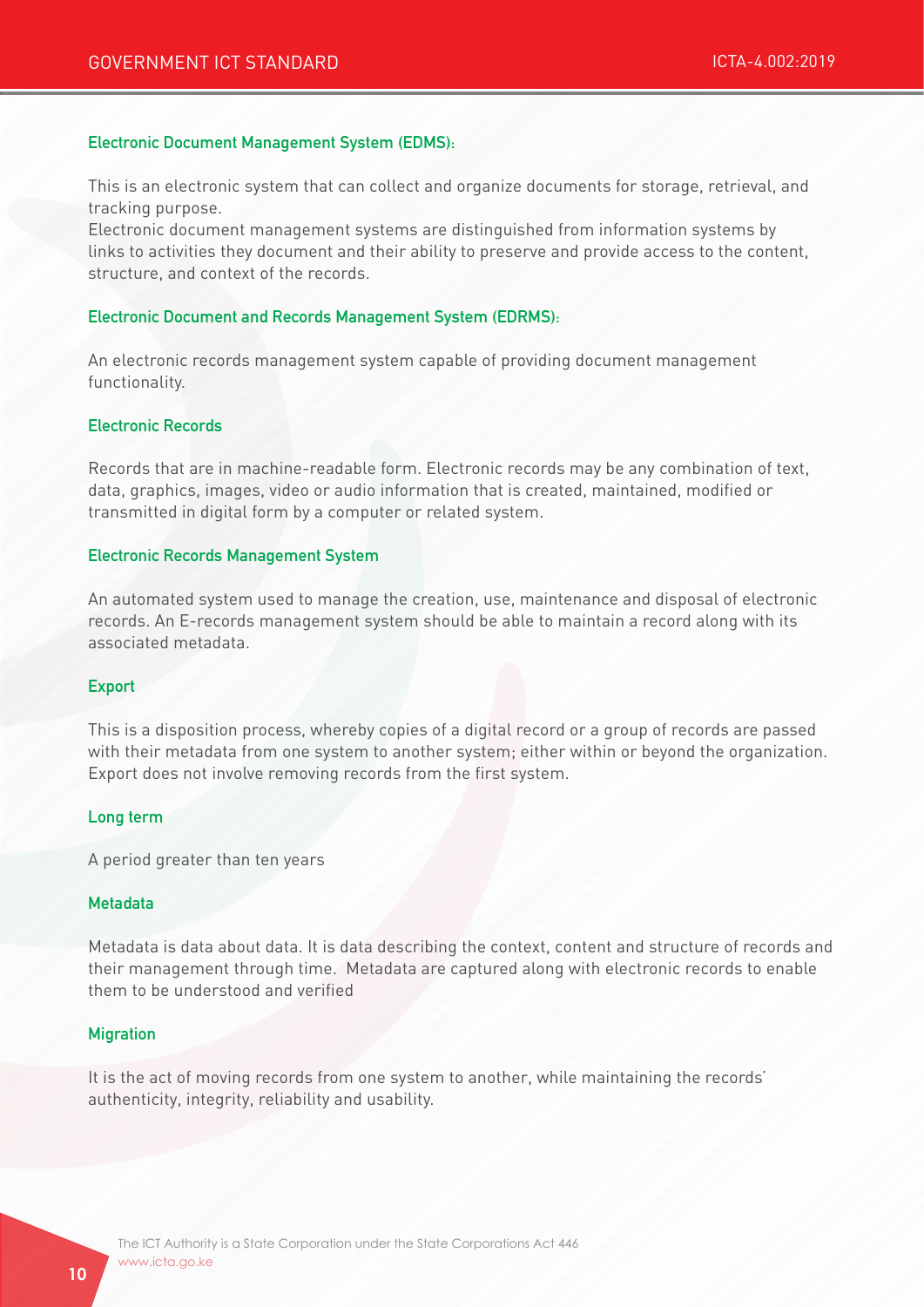### Electronic Document Management System (EDMS):

This is an electronic system that can collect and organize documents for storage, retrieval, and tracking purpose.
Electronic document management systems are distinguished from information systems by links to activities they document and their ability to preserve and provide access to the content, structure, and context of the records.

### Electronic Document and Records Management System (EDRMS):

An electronic records management system capable of providing document management functionality.

### Electronic Records

Records that are in machine-readable form. Electronic records may be any combination of text, data, graphics, images, video or audio information that is created, maintained, modified or transmitted in digital form by a computer or related system.

### Electronic Records Management System

An automated system used to manage the creation, use, maintenance and disposal of electronic records. An E-records management system should be able to maintain a record along with its associated metadata.

### Export

This is a disposition process, whereby copies of a digital record or a group of records are passed with their metadata from one system to another system; either within or beyond the organization. Export does not involve removing records from the first system.

### Long term

A period greater than ten years

### Metadata

Metadata is data about data. It is data describing the context, content and structure of records and their management through time. Metadata are captured along with electronic records to enable them to be understood and verified

### Migration

It is the act of moving records from one system to another, while maintaining the records' authenticity, integrity, reliability and usability.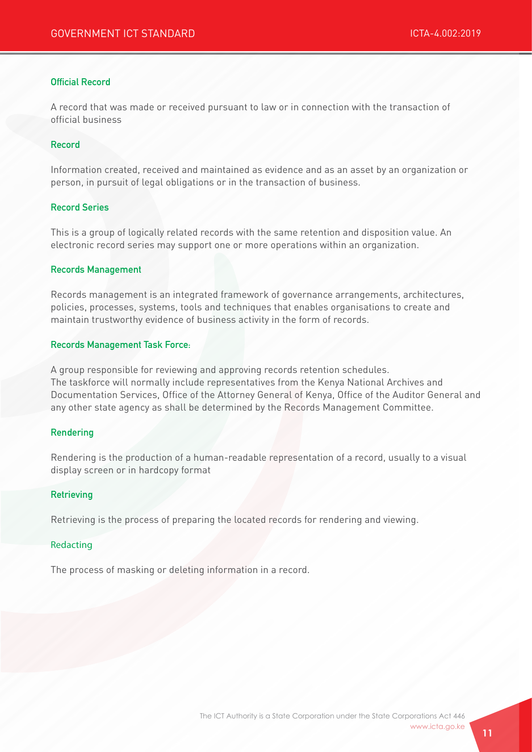#### Official Record

A record that was made or received pursuant to law or in connection with the transaction of official business

#### Record

Information created, received and maintained as evidence and as an asset by an organization or person, in pursuit of legal obligations or in the transaction of business.

#### Record Series

This is a group of logically related records with the same retention and disposition value. An electronic record series may support one or more operations within an organization.

#### Records Management

Records management is an integrated framework of governance arrangements, architectures, policies, processes, systems, tools and techniques that enables organisations to create and maintain trustworthy evidence of business activity in the form of records.

#### Records Management Task Force:

A group responsible for reviewing and approving records retention schedules.
The taskforce will normally include representatives from the Kenya National Archives and Documentation Services, Office of the Attorney General of Kenya, Office of the Auditor General and any other state agency as shall be determined by the Records Management Committee.

#### Rendering

Rendering is the production of a human-readable representation of a record, usually to a visual display screen or in hardcopy format

#### Retrieving

Retrieving is the process of preparing the located records for rendering and viewing.

#### Redacting

The process of masking or deleting information in a record.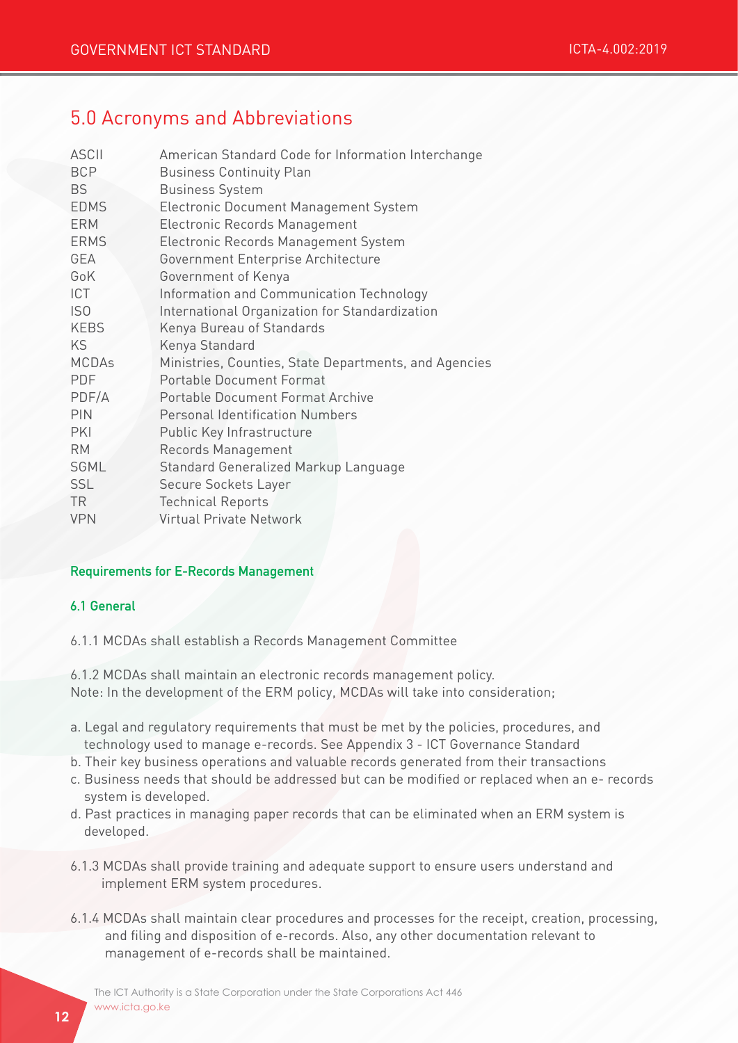## 5.0 Acronyms and Abbreviations

| | |
|---|---|
| ASCII | American Standard Code for Information Interchange |
| BCP | Business Continuity Plan |
| BS | Business System |
| EDMS | Electronic Document Management System |
| ERM | Electronic Records Management |
| ERMS | Electronic Records Management System |
| GEA | Government Enterprise Architecture |
| GoK | Government of Kenya |
| ICT | Information and Communication Technology |
| ISO | International Organization for Standardization |
| KEBS | Kenya Bureau of Standards |
| KS | Kenya Standard |
| MCDAs | Ministries, Counties, State Departments, and Agencies |
| PDF | Portable Document Format |
| PDF/A | Portable Document Format Archive |
| PIN | Personal Identification Numbers |
| PKI | Public Key Infrastructure |
| RM | Records Management |
| SGML | Standard Generalized Markup Language |
| SSL | Secure Sockets Layer |
| TR | Technical Reports |
| VPN | Virtual Private Network |

## Requirements for E-Records Management

### 6.1 General

6.1.1 MCDAs shall establish a Records Management Committee

6.1.2 MCDAs shall maintain an electronic records management policy.
Note: In the development of the ERM policy, MCDAs will take into consideration;

a. Legal and regulatory requirements that must be met by the policies, procedures, and technology used to manage e-records. See Appendix 3 - ICT Governance Standard
b. Their key business operations and valuable records generated from their transactions
c. Business needs that should be addressed but can be modified or replaced when an e- records system is developed.
d. Past practices in managing paper records that can be eliminated when an ERM system is developed.

6.1.3 MCDAs shall provide training and adequate support to ensure users understand and implement ERM system procedures.

6.1.4 MCDAs shall maintain clear procedures and processes for the receipt, creation, processing, and filing and disposition of e-records. Also, any other documentation relevant to management of e-records shall be maintained.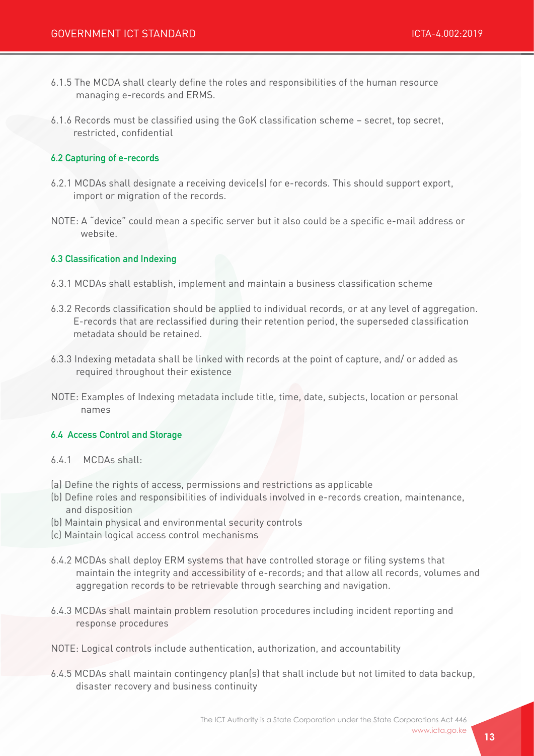6.1.5 The MCDA shall clearly define the roles and responsibilities of the human resource managing e-records and ERMS.

6.1.6 Records must be classified using the GoK classification scheme – secret, top secret, restricted, confidential

### 6.2 Capturing of e-records

6.2.1 MCDAs shall designate a receiving device(s) for e-records. This should support export, import or migration of the records.

NOTE: A "device" could mean a specific server but it also could be a specific e-mail address or website.

### 6.3 Classification and Indexing

6.3.1 MCDAs shall establish, implement and maintain a business classification scheme

6.3.2 Records classification should be applied to individual records, or at any level of aggregation. E-records that are reclassified during their retention period, the superseded classification metadata should be retained.

6.3.3 Indexing metadata shall be linked with records at the point of capture, and/ or added as required throughout their existence

NOTE: Examples of Indexing metadata include title, time, date, subjects, location or personal names

### 6.4 Access Control and Storage

6.4.1 MCDAs shall:

(a) Define the rights of access, permissions and restrictions as applicable
(b) Define roles and responsibilities of individuals involved in e-records creation, maintenance, and disposition
(b) Maintain physical and environmental security controls
(c) Maintain logical access control mechanisms

6.4.2 MCDAs shall deploy ERM systems that have controlled storage or filing systems that maintain the integrity and accessibility of e-records; and that allow all records, volumes and aggregation records to be retrievable through searching and navigation.

6.4.3 MCDAs shall maintain problem resolution procedures including incident reporting and response procedures

NOTE: Logical controls include authentication, authorization, and accountability

6.4.5 MCDAs shall maintain contingency plan(s) that shall include but not limited to data backup, disaster recovery and business continuity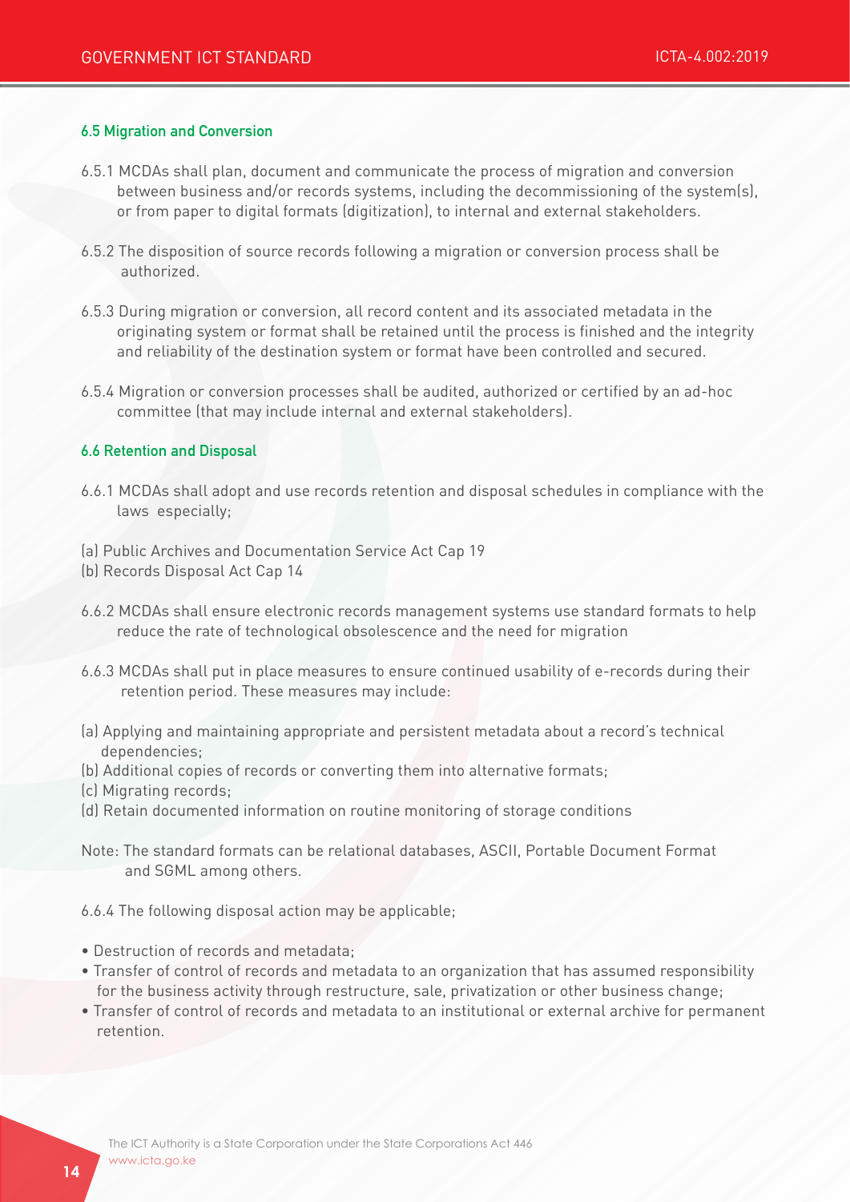### 6.5 Migration and Conversion

6.5.1 MCDAs shall plan, document and communicate the process of migration and conversion between business and/or records systems, including the decommissioning of the system(s), or from paper to digital formats (digitization), to internal and external stakeholders.

6.5.2 The disposition of source records following a migration or conversion process shall be authorized.

6.5.3 During migration or conversion, all record content and its associated metadata in the originating system or format shall be retained until the process is finished and the integrity and reliability of the destination system or format have been controlled and secured.

6.5.4 Migration or conversion processes shall be audited, authorized or certified by an ad-hoc committee (that may include internal and external stakeholders).

### 6.6 Retention and Disposal

6.6.1 MCDAs shall adopt and use records retention and disposal schedules in compliance with the laws especially;

(a) Public Archives and Documentation Service Act Cap 19
(b) Records Disposal Act Cap 14

6.6.2 MCDAs shall ensure electronic records management systems use standard formats to help reduce the rate of technological obsolescence and the need for migration

6.6.3 MCDAs shall put in place measures to ensure continued usability of e-records during their retention period. These measures may include:

(a) Applying and maintaining appropriate and persistent metadata about a record's technical dependencies;
(b) Additional copies of records or converting them into alternative formats;
(c) Migrating records;
(d) Retain documented information on routine monitoring of storage conditions

Note: The standard formats can be relational databases, ASCII, Portable Document Format and SGML among others.

6.6.4 The following disposal action may be applicable;

- Destruction of records and metadata;
- Transfer of control of records and metadata to an organization that has assumed responsibility for the business activity through restructure, sale, privatization or other business change;
- Transfer of control of records and metadata to an institutional or external archive for permanent retention.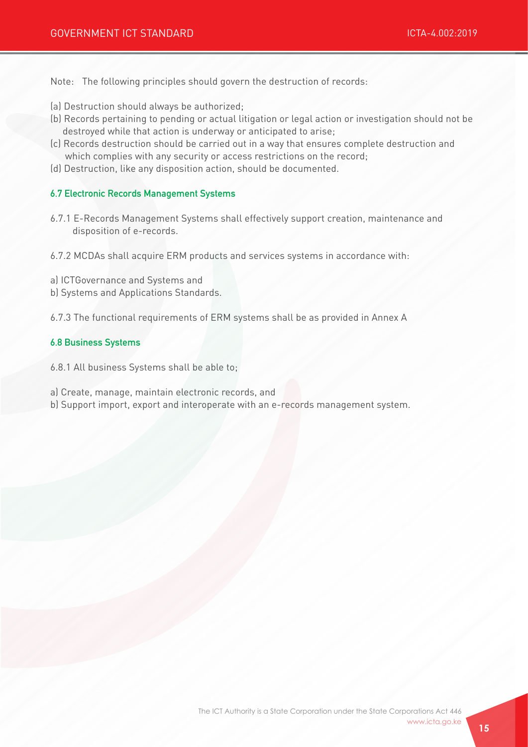Note: The following principles should govern the destruction of records:

(a) Destruction should always be authorized;
(b) Records pertaining to pending or actual litigation or legal action or investigation should not be destroyed while that action is underway or anticipated to arise;
(c) Records destruction should be carried out in a way that ensures complete destruction and which complies with any security or access restrictions on the record;
(d) Destruction, like any disposition action, should be documented.

### 6.7 Electronic Records Management Systems

6.7.1 E-Records Management Systems shall effectively support creation, maintenance and disposition of e-records.

6.7.2 MCDAs shall acquire ERM products and services systems in accordance with:

a) ICTGovernance and Systems and
b) Systems and Applications Standards.

6.7.3 The functional requirements of ERM systems shall be as provided in Annex A

### 6.8 Business Systems

6.8.1 All business Systems shall be able to;

a) Create, manage, maintain electronic records, and
b) Support import, export and interoperate with an e-records management system.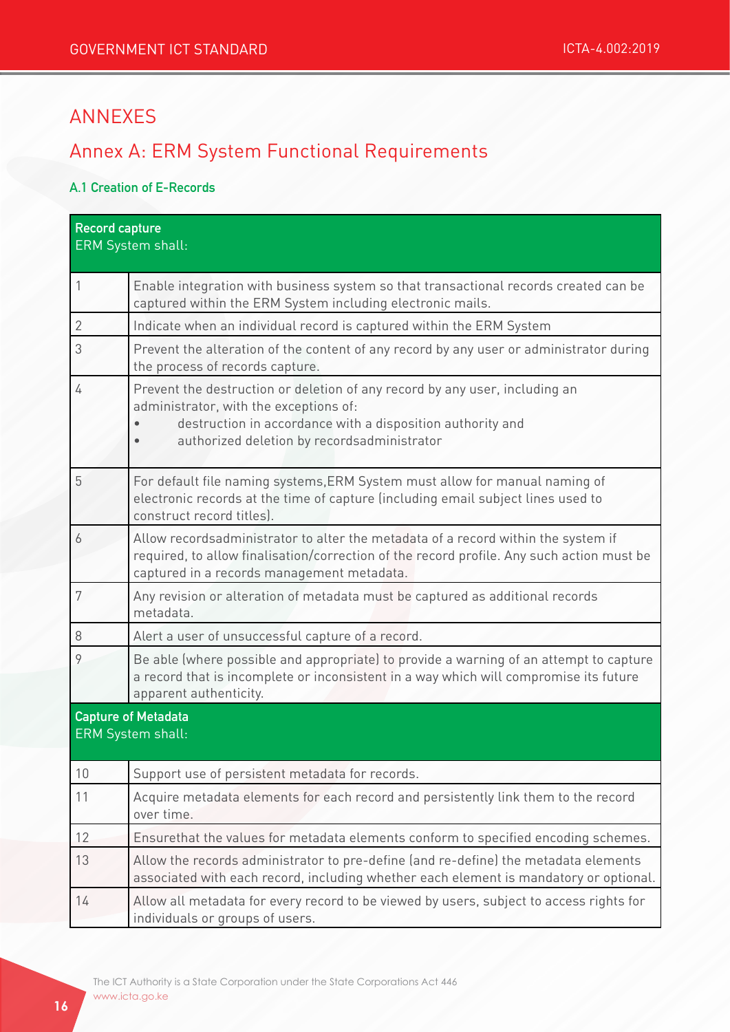# ANNEXES

## Annex A: ERM System Functional Requirements

### A.1 Creation of E-Records

| **Record capture**<br>ERM System shall: | |
|---|---|
| 1 | Enable integration with business system so that transactional records created can be captured within the ERM System including electronic mails. |
| 2 | Indicate when an individual record is captured within the ERM System |
| 3 | Prevent the alteration of the content of any record by any user or administrator during the process of records capture. |
| 4 | Prevent the destruction or deletion of any record by any user, including an administrator, with the exceptions of:<br>• destruction in accordance with a disposition authority and<br>• authorized deletion by recordsadministrator |
| 5 | For default file naming systems,ERM System must allow for manual naming of electronic records at the time of capture (including email subject lines used to construct record titles). |
| 6 | Allow recordsadministrator to alter the metadata of a record within the system if required, to allow finalisation/correction of the record profile. Any such action must be captured in a records management metadata. |
| 7 | Any revision or alteration of metadata must be captured as additional records metadata. |
| 8 | Alert a user of unsuccessful capture of a record. |
| 9 | Be able (where possible and appropriate) to provide a warning of an attempt to capture a record that is incomplete or inconsistent in a way which will compromise its future apparent authenticity. |
| **Capture of Metadata**<br>ERM System shall: | |
| 10 | Support use of persistent metadata for records. |
| 11 | Acquire metadata elements for each record and persistently link them to the record over time. |
| 12 | Ensurethat the values for metadata elements conform to specified encoding schemes. |
| 13 | Allow the records administrator to pre-define (and re-define) the metadata elements associated with each record, including whether each element is mandatory or optional. |
| 14 | Allow all metadata for every record to be viewed by users, subject to access rights for individuals or groups of users. |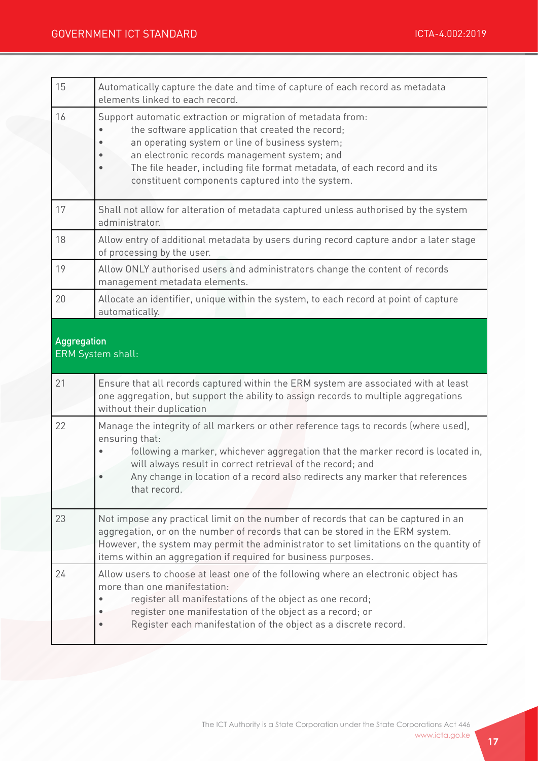| | |
|---|---|
| 15 | Automatically capture the date and time of capture of each record as metadata elements linked to each record. |
| 16 | Support automatic extraction or migration of metadata from:<br>• the software application that created the record;<br>• an operating system or line of business system;<br>• an electronic records management system; and<br>• The file header, including file format metadata, of each record and its constituent components captured into the system. |
| 17 | Shall not allow for alteration of metadata captured unless authorised by the system administrator. |
| 18 | Allow entry of additional metadata by users during record capture andor a later stage of processing by the user. |
| 19 | Allow ONLY authorised users and administrators change the content of records management metadata elements. |
| 20 | Allocate an identifier, unique within the system, to each record at point of capture automatically. |
| **Aggregation**<br>ERM System shall: | |
| 21 | Ensure that all records captured within the ERM system are associated with at least one aggregation, but support the ability to assign records to multiple aggregations without their duplication |
| 22 | Manage the integrity of all markers or other reference tags to records (where used), ensuring that:<br>• following a marker, whichever aggregation that the marker record is located in, will always result in correct retrieval of the record; and<br>• Any change in location of a record also redirects any marker that references that record. |
| 23 | Not impose any practical limit on the number of records that can be captured in an aggregation, or on the number of records that can be stored in the ERM system. However, the system may permit the administrator to set limitations on the quantity of items within an aggregation if required for business purposes. |
| 24 | Allow users to choose at least one of the following where an electronic object has more than one manifestation:<br>• register all manifestations of the object as one record;<br>• register one manifestation of the object as a record; or<br>• Register each manifestation of the object as a discrete record. |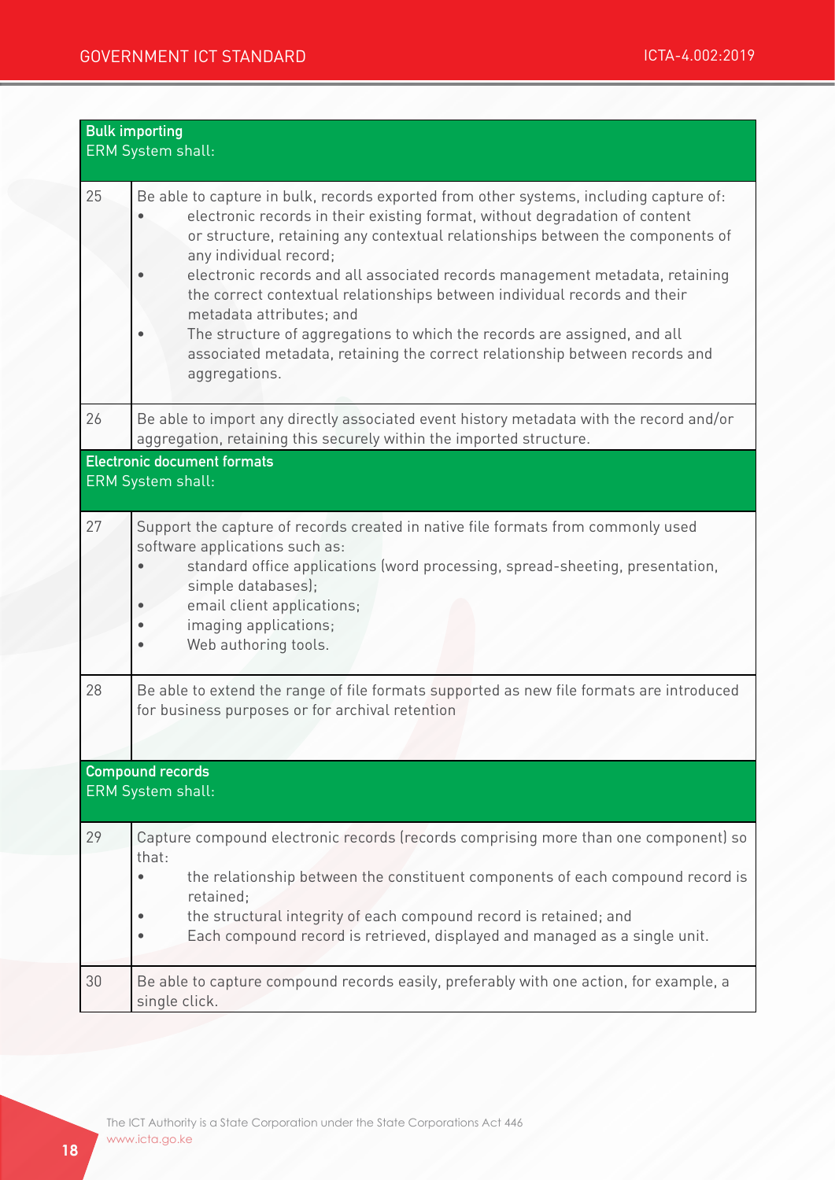| Bulk importing<br>ERM System shall: | |
|---|---|
| 25 | Be able to capture in bulk, records exported from other systems, including capture of:<br>• electronic records in their existing format, without degradation of content or structure, retaining any contextual relationships between the components of any individual record;<br>• electronic records and all associated records management metadata, retaining the correct contextual relationships between individual records and their metadata attributes; and<br>• The structure of aggregations to which the records are assigned, and all associated metadata, retaining the correct relationship between records and aggregations. |
| 26 | Be able to import any directly associated event history metadata with the record and/or aggregation, retaining this securely within the imported structure. |
| **Electronic document formats**<br>ERM System shall: | |
| 27 | Support the capture of records created in native file formats from commonly used software applications such as:<br>• standard office applications (word processing, spread-sheeting, presentation, simple databases);<br>• email client applications;<br>• imaging applications;<br>• Web authoring tools. |
| 28 | Be able to extend the range of file formats supported as new file formats are introduced for business purposes or for archival retention |
| **Compound records**<br>ERM System shall: | |
| 29 | Capture compound electronic records (records comprising more than one component) so that:<br>• the relationship between the constituent components of each compound record is retained;<br>• the structural integrity of each compound record is retained; and<br>• Each compound record is retrieved, displayed and managed as a single unit. |
| 30 | Be able to capture compound records easily, preferably with one action, for example, a single click. |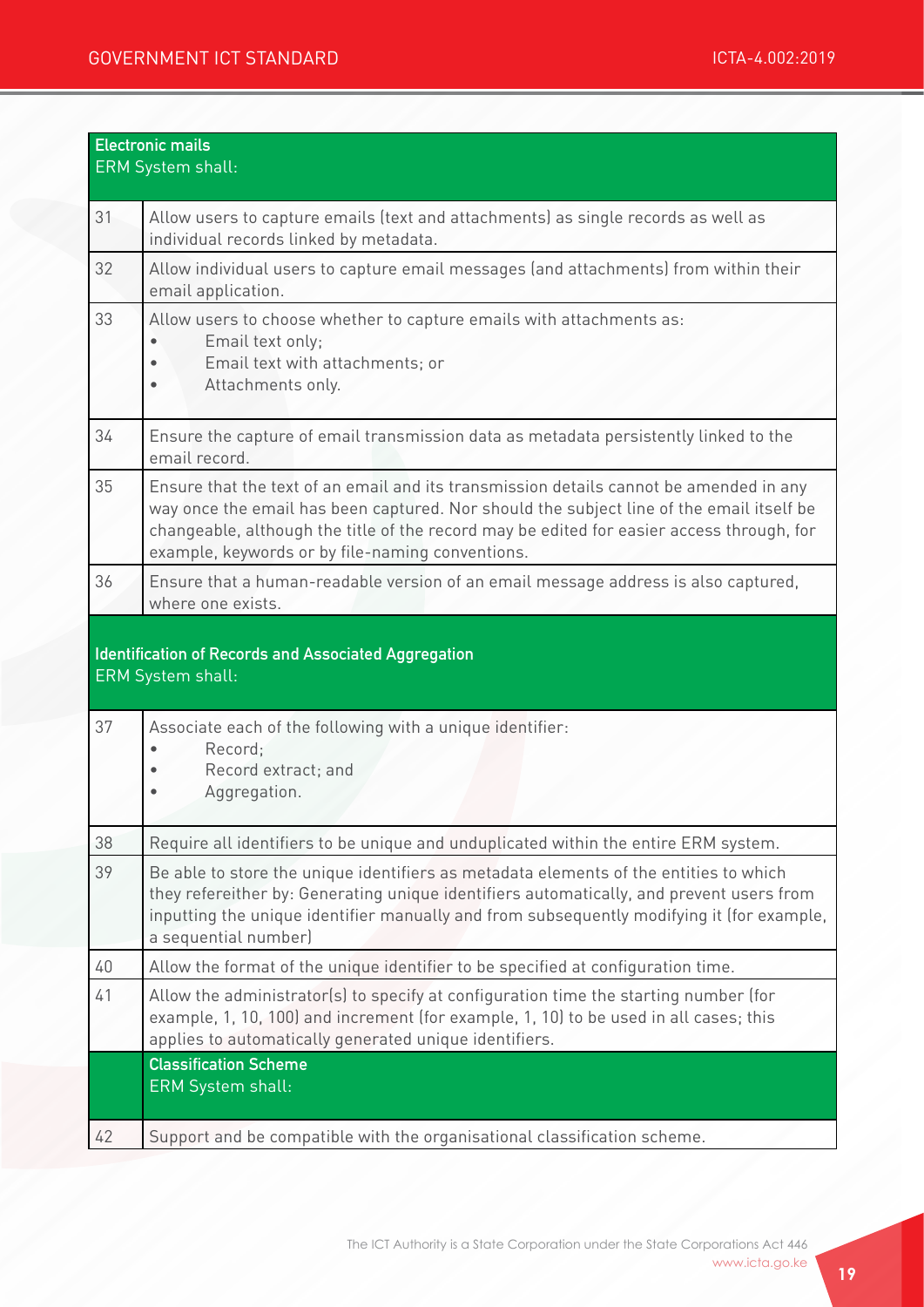| | **Electronic mails**<br>ERM System shall: |
|---|---|
| 31 | Allow users to capture emails (text and attachments) as single records as well as individual records linked by metadata. |
| 32 | Allow individual users to capture email messages (and attachments) from within their email application. |
| 33 | Allow users to choose whether to capture emails with attachments as:<br>• Email text only;<br>• Email text with attachments; or<br>• Attachments only. |
| 34 | Ensure the capture of email transmission data as metadata persistently linked to the email record. |
| 35 | Ensure that the text of an email and its transmission details cannot be amended in any way once the email has been captured. Nor should the subject line of the email itself be changeable, although the title of the record may be edited for easier access through, for example, keywords or by file-naming conventions. |
| 36 | Ensure that a human-readable version of an email message address is also captured, where one exists. |
| | **Identification of Records and Associated Aggregation**<br>ERM System shall: |
| 37 | Associate each of the following with a unique identifier:<br>• Record;<br>• Record extract; and<br>• Aggregation. |
| 38 | Require all identifiers to be unique and unduplicated within the entire ERM system. |
| 39 | Be able to store the unique identifiers as metadata elements of the entities to which they refereither by: Generating unique identifiers automatically, and prevent users from inputting the unique identifier manually and from subsequently modifying it (for example, a sequential number) |
| 40 | Allow the format of the unique identifier to be specified at configuration time. |
| 41 | Allow the administrator(s) to specify at configuration time the starting number (for example, 1, 10, 100) and increment (for example, 1, 10) to be used in all cases; this applies to automatically generated unique identifiers. |
| | **Classification Scheme**<br>ERM System shall: |
| 42 | Support and be compatible with the organisational classification scheme. |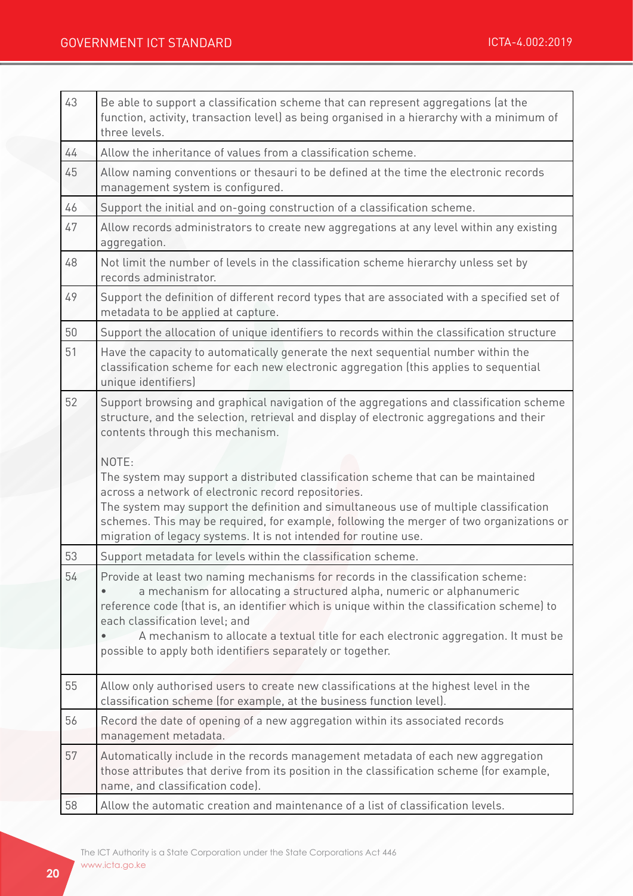| | |
|---|---|
| 43 | Be able to support a classification scheme that can represent aggregations (at the function, activity, transaction level) as being organised in a hierarchy with a minimum of three levels. |
| 44 | Allow the inheritance of values from a classification scheme. |
| 45 | Allow naming conventions or thesauri to be defined at the time the electronic records management system is configured. |
| 46 | Support the initial and on-going construction of a classification scheme. |
| 47 | Allow records administrators to create new aggregations at any level within any existing aggregation. |
| 48 | Not limit the number of levels in the classification scheme hierarchy unless set by records administrator. |
| 49 | Support the definition of different record types that are associated with a specified set of metadata to be applied at capture. |
| 50 | Support the allocation of unique identifiers to records within the classification structure |
| 51 | Have the capacity to automatically generate the next sequential number within the classification scheme for each new electronic aggregation (this applies to sequential unique identifiers) |
| 52 | Support browsing and graphical navigation of the aggregations and classification scheme structure, and the selection, retrieval and display of electronic aggregations and their contents through this mechanism.<br><br>NOTE:<br>The system may support a distributed classification scheme that can be maintained across a network of electronic record repositories.<br>The system may support the definition and simultaneous use of multiple classification schemes. This may be required, for example, following the merger of two organizations or migration of legacy systems. It is not intended for routine use. |
| 53 | Support metadata for levels within the classification scheme. |
| 54 | Provide at least two naming mechanisms for records in the classification scheme:<br>• a mechanism for allocating a structured alpha, numeric or alphanumeric reference code (that is, an identifier which is unique within the classification scheme) to each classification level; and<br>• A mechanism to allocate a textual title for each electronic aggregation. It must be possible to apply both identifiers separately or together. |
| 55 | Allow only authorised users to create new classifications at the highest level in the classification scheme (for example, at the business function level). |
| 56 | Record the date of opening of a new aggregation within its associated records management metadata. |
| 57 | Automatically include in the records management metadata of each new aggregation those attributes that derive from its position in the classification scheme (for example, name, and classification code). |
| 58 | Allow the automatic creation and maintenance of a list of classification levels. |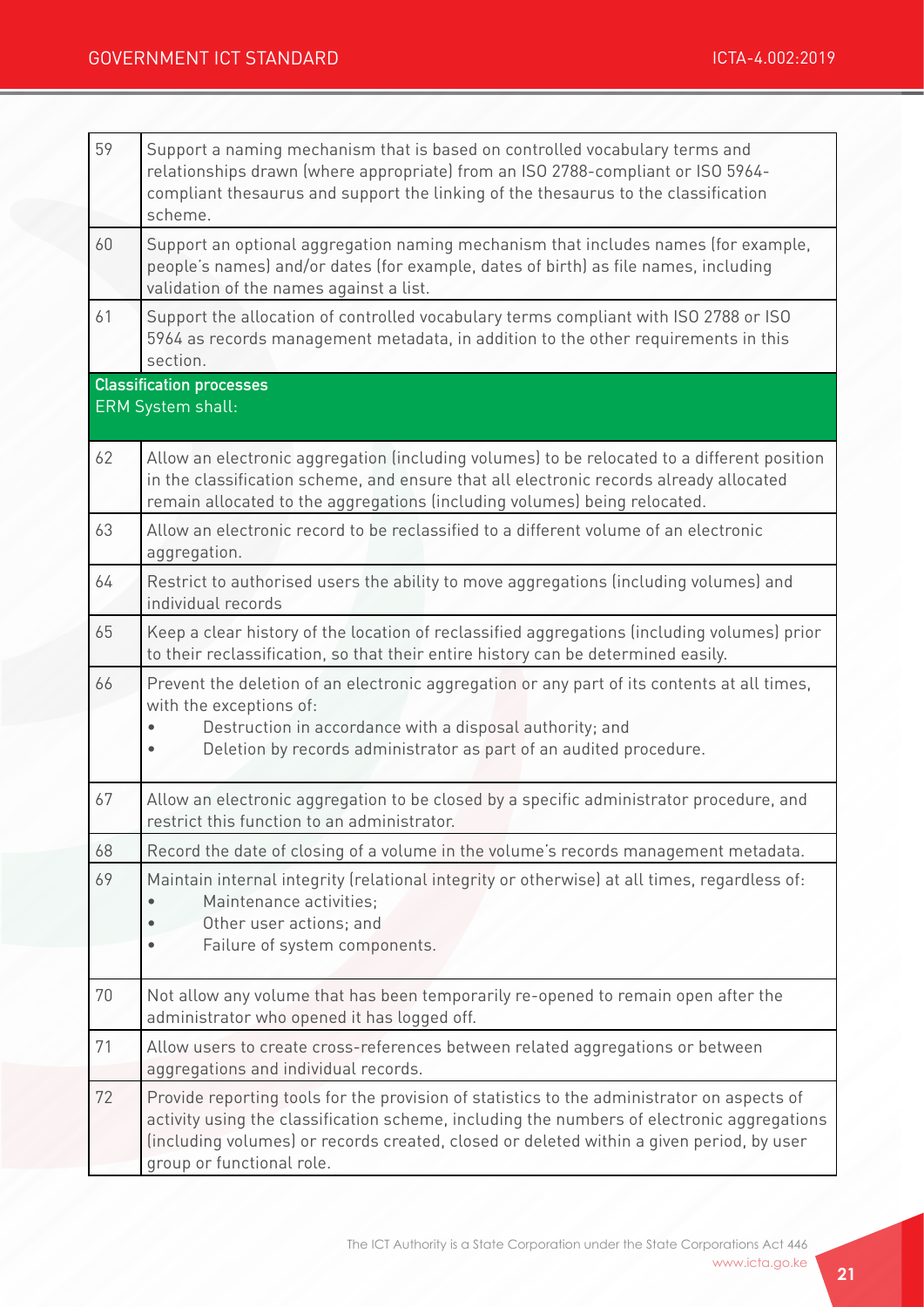| | |
|---|---|
| 59 | Support a naming mechanism that is based on controlled vocabulary terms and relationships drawn (where appropriate) from an ISO 2788-compliant or ISO 5964-compliant thesaurus and support the linking of the thesaurus to the classification scheme. |
| 60 | Support an optional aggregation naming mechanism that includes names (for example, people's names) and/or dates (for example, dates of birth) as file names, including validation of the names against a list. |
| 61 | Support the allocation of controlled vocabulary terms compliant with ISO 2788 or ISO 5964 as records management metadata, in addition to the other requirements in this section. |
| **Classification processes**<br>ERM System shall: | |
| 62 | Allow an electronic aggregation (including volumes) to be relocated to a different position in the classification scheme, and ensure that all electronic records already allocated remain allocated to the aggregations (including volumes) being relocated. |
| 63 | Allow an electronic record to be reclassified to a different volume of an electronic aggregation. |
| 64 | Restrict to authorised users the ability to move aggregations (including volumes) and individual records |
| 65 | Keep a clear history of the location of reclassified aggregations (including volumes) prior to their reclassification, so that their entire history can be determined easily. |
| 66 | Prevent the deletion of an electronic aggregation or any part of its contents at all times, with the exceptions of:<br>• Destruction in accordance with a disposal authority; and<br>• Deletion by records administrator as part of an audited procedure. |
| 67 | Allow an electronic aggregation to be closed by a specific administrator procedure, and restrict this function to an administrator. |
| 68 | Record the date of closing of a volume in the volume's records management metadata. |
| 69 | Maintain internal integrity (relational integrity or otherwise) at all times, regardless of:<br>• Maintenance activities;<br>• Other user actions; and<br>• Failure of system components. |
| 70 | Not allow any volume that has been temporarily re-opened to remain open after the administrator who opened it has logged off. |
| 71 | Allow users to create cross-references between related aggregations or between aggregations and individual records. |
| 72 | Provide reporting tools for the provision of statistics to the administrator on aspects of activity using the classification scheme, including the numbers of electronic aggregations (including volumes) or records created, closed or deleted within a given period, by user group or functional role. |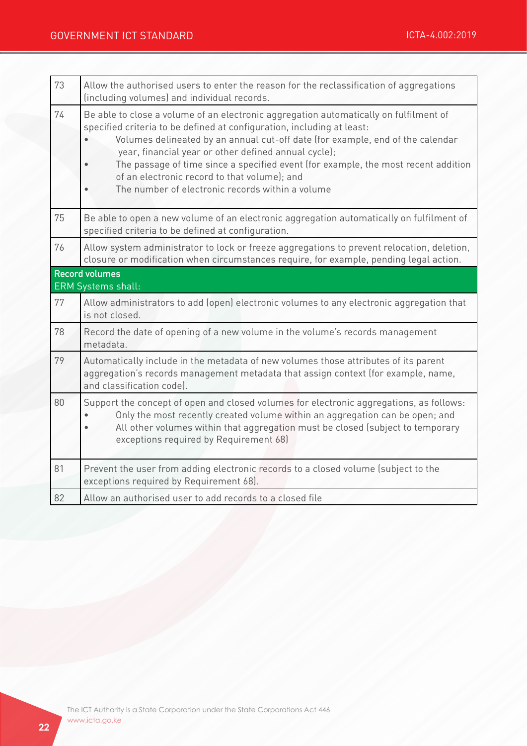| | |
|---|---|
| 73 | Allow the authorised users to enter the reason for the reclassification of aggregations (including volumes) and individual records. |
| 74 | Be able to close a volume of an electronic aggregation automatically on fulfilment of specified criteria to be defined at configuration, including at least:<br>• Volumes delineated by an annual cut-off date (for example, end of the calendar year, financial year or other defined annual cycle);<br>• The passage of time since a specified event (for example, the most recent addition of an electronic record to that volume); and<br>• The number of electronic records within a volume |
| 75 | Be able to open a new volume of an electronic aggregation automatically on fulfilment of specified criteria to be defined at configuration. |
| 76 | Allow system administrator to lock or freeze aggregations to prevent relocation, deletion, closure or modification when circumstances require, for example, pending legal action. |
| **Record volumes**<br>ERM Systems shall: | |
| 77 | Allow administrators to add (open) electronic volumes to any electronic aggregation that is not closed. |
| 78 | Record the date of opening of a new volume in the volume's records management metadata. |
| 79 | Automatically include in the metadata of new volumes those attributes of its parent aggregation's records management metadata that assign context (for example, name, and classification code). |
| 80 | Support the concept of open and closed volumes for electronic aggregations, as follows:<br>• Only the most recently created volume within an aggregation can be open; and<br>• All other volumes within that aggregation must be closed (subject to temporary exceptions required by Requirement 68) |
| 81 | Prevent the user from adding electronic records to a closed volume (subject to the exceptions required by Requirement 68). |
| 82 | Allow an authorised user to add records to a closed file |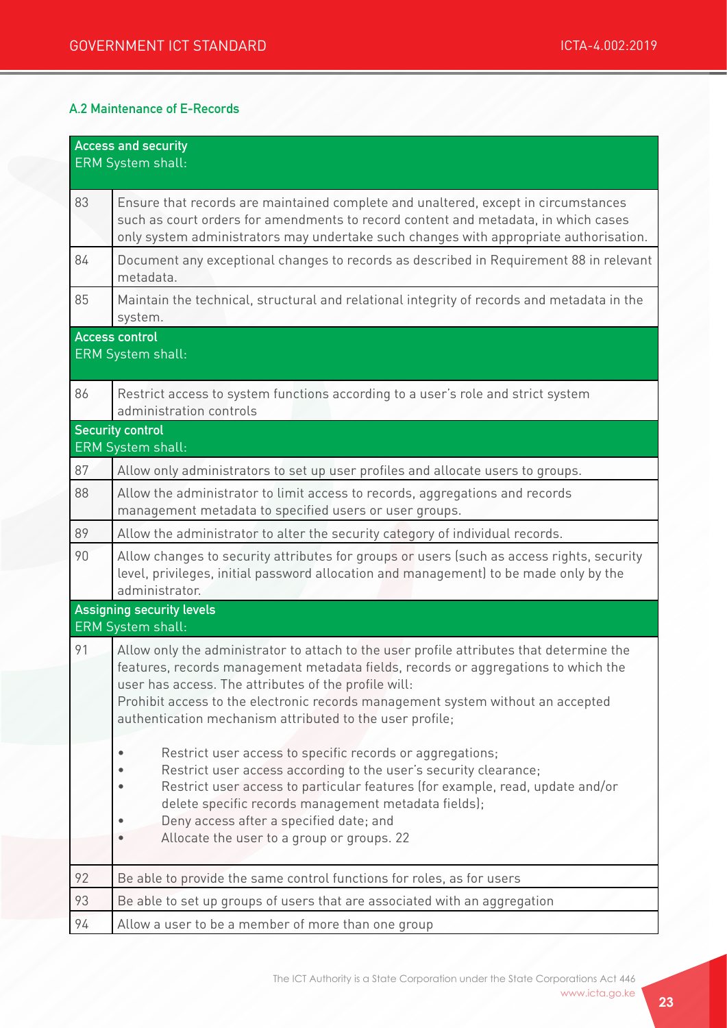### A.2 Maintenance of E-Records

| | |
|---|---|
| **Access and security**<br>ERM System shall: | |
| 83 | Ensure that records are maintained complete and unaltered, except in circumstances such as court orders for amendments to record content and metadata, in which cases only system administrators may undertake such changes with appropriate authorisation. |
| 84 | Document any exceptional changes to records as described in Requirement 88 in relevant metadata. |
| 85 | Maintain the technical, structural and relational integrity of records and metadata in the system. |
| **Access control**<br>ERM System shall: | |
| 86 | Restrict access to system functions according to a user's role and strict system administration controls |
| **Security control**<br>ERM System shall: | |
| 87 | Allow only administrators to set up user profiles and allocate users to groups. |
| 88 | Allow the administrator to limit access to records, aggregations and records management metadata to specified users or user groups. |
| 89 | Allow the administrator to alter the security category of individual records. |
| 90 | Allow changes to security attributes for groups or users (such as access rights, security level, privileges, initial password allocation and management) to be made only by the administrator. |
| **Assigning security levels**<br>ERM System shall: | |
| 91 | Allow only the administrator to attach to the user profile attributes that determine the features, records management metadata fields, records or aggregations to which the user has access. The attributes of the profile will:<br>Prohibit access to the electronic records management system without an accepted authentication mechanism attributed to the user profile;<br>• Restrict user access to specific records or aggregations;<br>• Restrict user access according to the user's security clearance;<br>• Restrict user access to particular features (for example, read, update and/or delete specific records management metadata fields);<br>• Deny access after a specified date; and<br>• Allocate the user to a group or groups. 22 |
| 92 | Be able to provide the same control functions for roles, as for users |
| 93 | Be able to set up groups of users that are associated with an aggregation |
| 94 | Allow a user to be a member of more than one group |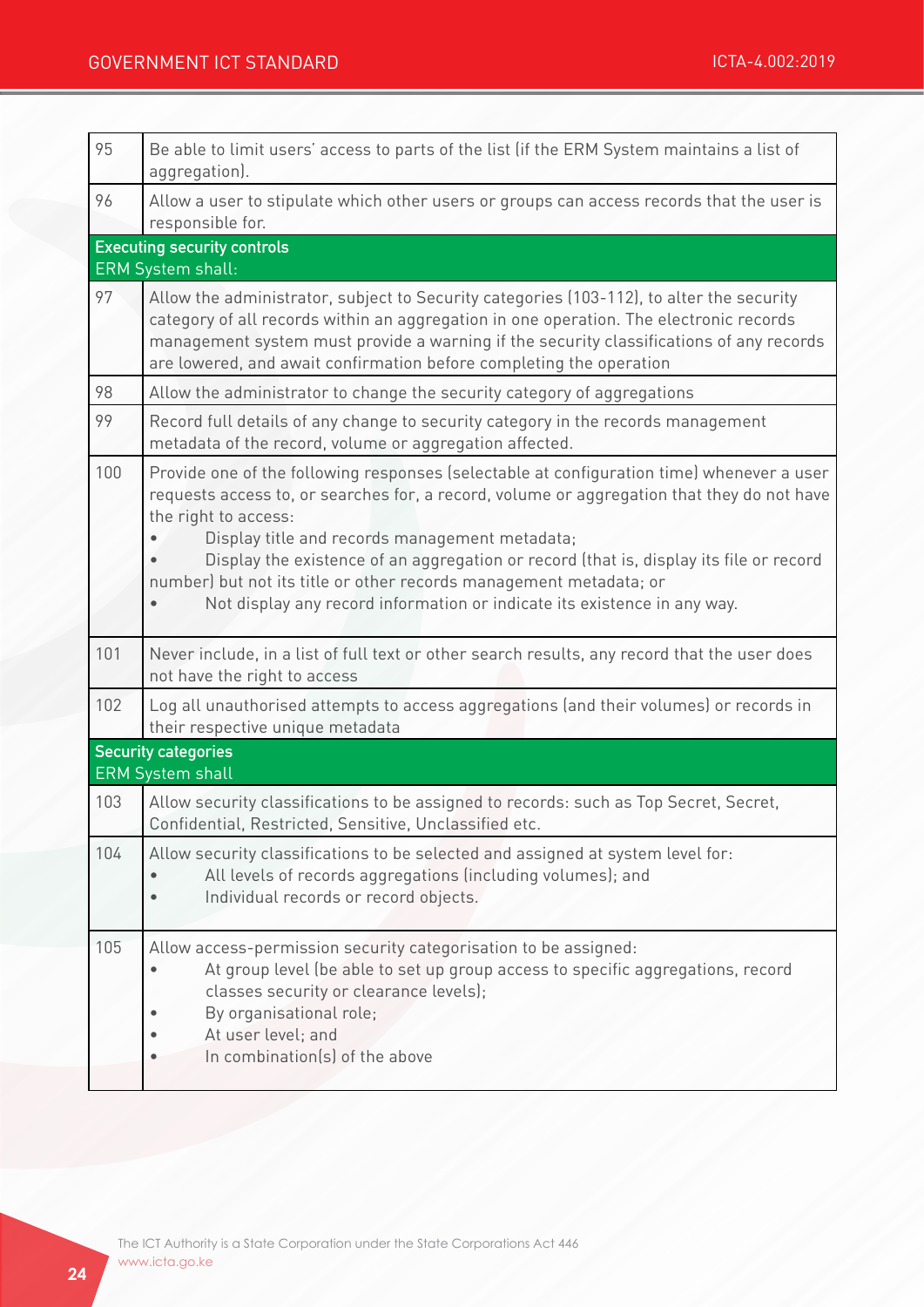| | |
|---|---|
| 95 | Be able to limit users' access to parts of the list (if the ERM System maintains a list of aggregation). |
| 96 | Allow a user to stipulate which other users or groups can access records that the user is responsible for. |
| **Executing security controls**<br>ERM System shall: | |
| 97 | Allow the administrator, subject to Security categories (103-112), to alter the security category of all records within an aggregation in one operation. The electronic records management system must provide a warning if the security classifications of any records are lowered, and await confirmation before completing the operation |
| 98 | Allow the administrator to change the security category of aggregations |
| 99 | Record full details of any change to security category in the records management metadata of the record, volume or aggregation affected. |
| 100 | Provide one of the following responses (selectable at configuration time) whenever a user requests access to, or searches for, a record, volume or aggregation that they do not have the right to access:<br>• Display title and records management metadata;<br>• Display the existence of an aggregation or record (that is, display its file or record number) but not its title or other records management metadata; or<br>• Not display any record information or indicate its existence in any way. |
| 101 | Never include, in a list of full text or other search results, any record that the user does not have the right to access |
| 102 | Log all unauthorised attempts to access aggregations (and their volumes) or records in their respective unique metadata |
| **Security categories**<br>ERM System shall | |
| 103 | Allow security classifications to be assigned to records: such as Top Secret, Secret, Confidential, Restricted, Sensitive, Unclassified etc. |
| 104 | Allow security classifications to be selected and assigned at system level for:<br>• All levels of records aggregations (including volumes); and<br>• Individual records or record objects. |
| 105 | Allow access-permission security categorisation to be assigned:<br>• At group level (be able to set up group access to specific aggregations, record classes security or clearance levels);<br>• By organisational role;<br>• At user level; and<br>• In combination(s) of the above |

The ICT Authority is a State Corporation under the State Corporations Act 446
www.icta.go.ke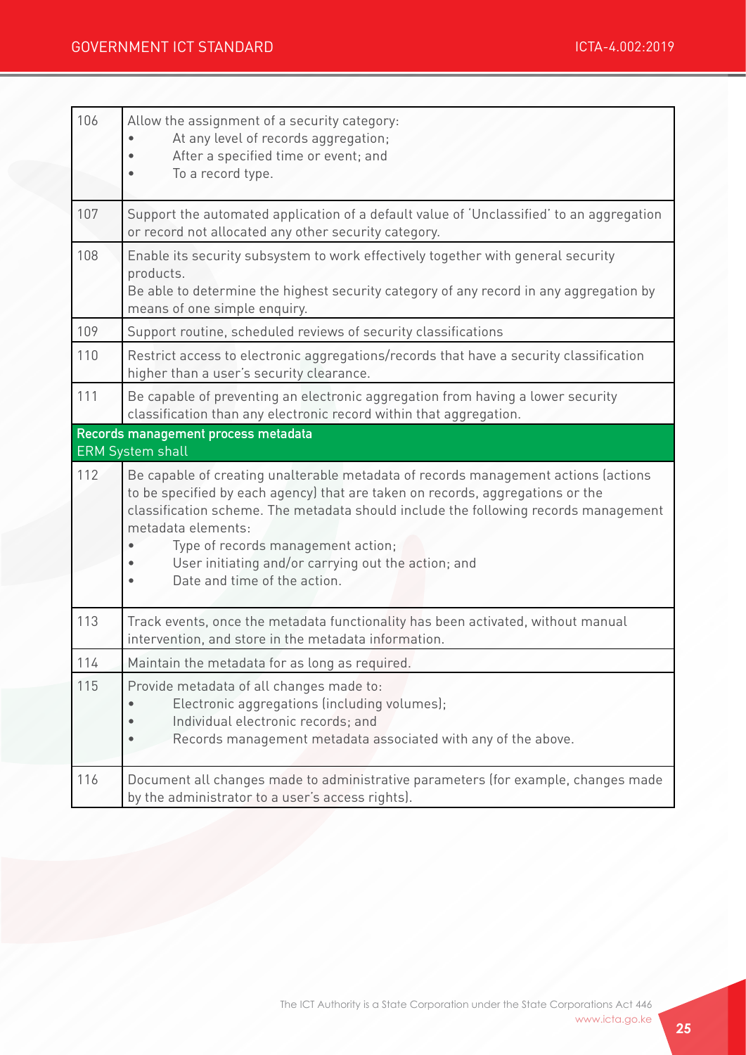| | |
|---|---|
| 106 | Allow the assignment of a security category:<br>• At any level of records aggregation;<br>• After a specified time or event; and<br>• To a record type. |
| 107 | Support the automated application of a default value of 'Unclassified' to an aggregation or record not allocated any other security category. |
| 108 | Enable its security subsystem to work effectively together with general security products.<br>Be able to determine the highest security category of any record in any aggregation by means of one simple enquiry. |
| 109 | Support routine, scheduled reviews of security classifications |
| 110 | Restrict access to electronic aggregations/records that have a security classification higher than a user's security clearance. |
| 111 | Be capable of preventing an electronic aggregation from having a lower security classification than any electronic record within that aggregation. |
| **Records management process metadata**<br>ERM System shall | |
| 112 | Be capable of creating unalterable metadata of records management actions (actions to be specified by each agency) that are taken on records, aggregations or the classification scheme. The metadata should include the following records management metadata elements:<br>• Type of records management action;<br>• User initiating and/or carrying out the action; and<br>• Date and time of the action. |
| 113 | Track events, once the metadata functionality has been activated, without manual intervention, and store in the metadata information. |
| 114 | Maintain the metadata for as long as required. |
| 115 | Provide metadata of all changes made to:<br>• Electronic aggregations (including volumes);<br>• Individual electronic records; and<br>• Records management metadata associated with any of the above. |
| 116 | Document all changes made to administrative parameters (for example, changes made by the administrator to a user's access rights). |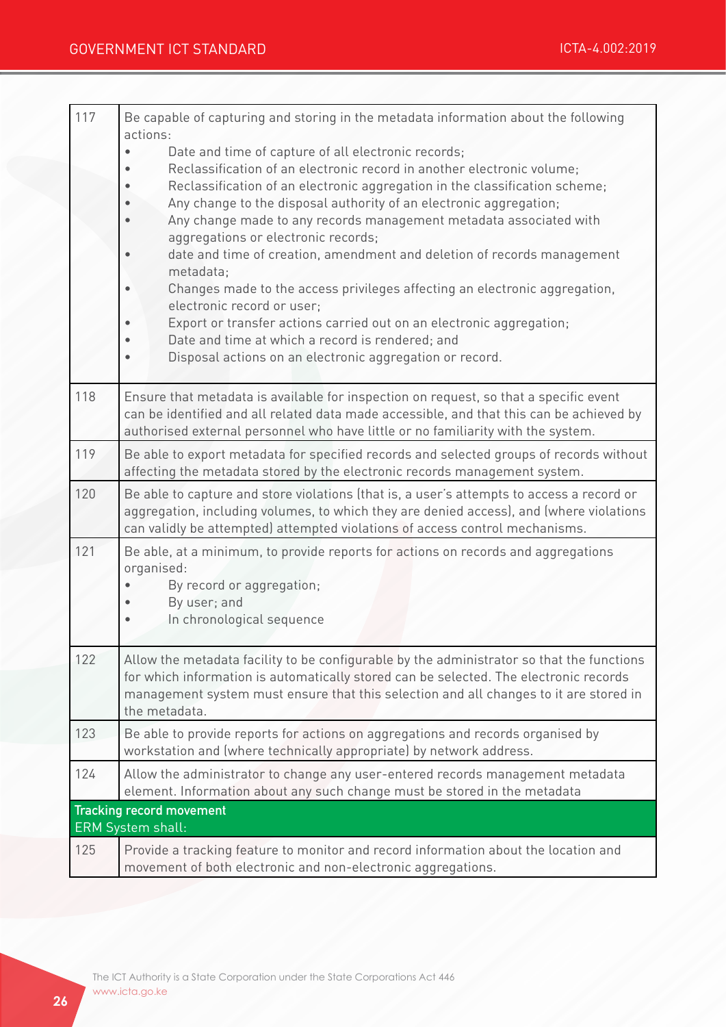| | |
|---|---|
| 117 | Be capable of capturing and storing in the metadata information about the following actions:<br>• Date and time of capture of all electronic records;<br>• Reclassification of an electronic record in another electronic volume;<br>• Reclassification of an electronic aggregation in the classification scheme;<br>• Any change to the disposal authority of an electronic aggregation;<br>• Any change made to any records management metadata associated with aggregations or electronic records;<br>• date and time of creation, amendment and deletion of records management metadata;<br>• Changes made to the access privileges affecting an electronic aggregation, electronic record or user;<br>• Export or transfer actions carried out on an electronic aggregation;<br>• Date and time at which a record is rendered; and<br>• Disposal actions on an electronic aggregation or record. |
| 118 | Ensure that metadata is available for inspection on request, so that a specific event can be identified and all related data made accessible, and that this can be achieved by authorised external personnel who have little or no familiarity with the system. |
| 119 | Be able to export metadata for specified records and selected groups of records without affecting the metadata stored by the electronic records management system. |
| 120 | Be able to capture and store violations (that is, a user's attempts to access a record or aggregation, including volumes, to which they are denied access), and (where violations can validly be attempted) attempted violations of access control mechanisms. |
| 121 | Be able, at a minimum, to provide reports for actions on records and aggregations organised:<br>• By record or aggregation;<br>• By user; and<br>• In chronological sequence |
| 122 | Allow the metadata facility to be configurable by the administrator so that the functions for which information is automatically stored can be selected. The electronic records management system must ensure that this selection and all changes to it are stored in the metadata. |
| 123 | Be able to provide reports for actions on aggregations and records organised by workstation and (where technically appropriate) by network address. |
| 124 | Allow the administrator to change any user-entered records management metadata element. Information about any such change must be stored in the metadata |
| **Tracking record movement**<br>ERM System shall: | |
| 125 | Provide a tracking feature to monitor and record information about the location and movement of both electronic and non-electronic aggregations. |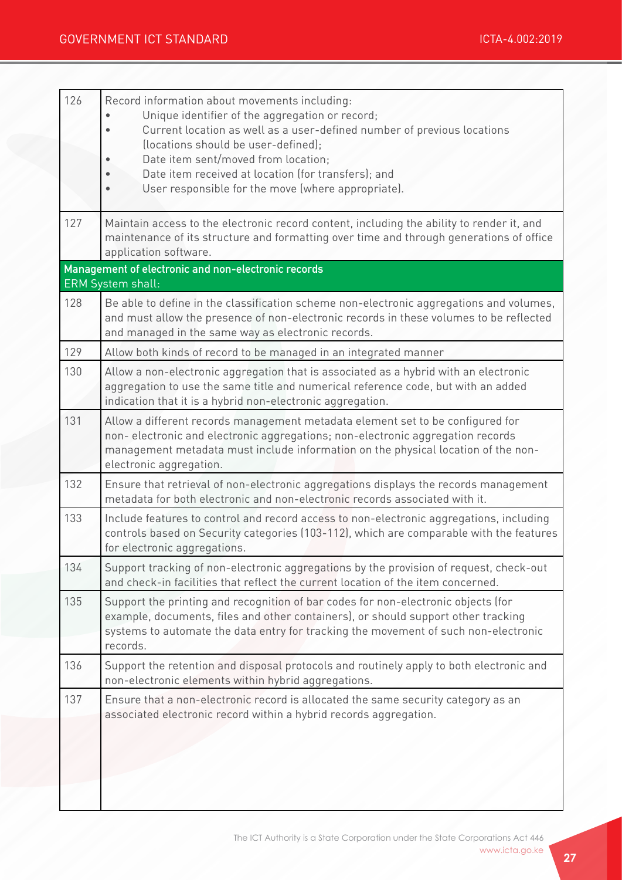| | |
|---|---|
| 126 | Record information about movements including: <br>• Unique identifier of the aggregation or record; <br>• Current location as well as a user-defined number of previous locations (locations should be user-defined); <br>• Date item sent/moved from location; <br>• Date item received at location (for transfers); and <br>• User responsible for the move (where appropriate). |
| 127 | Maintain access to the electronic record content, including the ability to render it, and maintenance of its structure and formatting over time and through generations of office application software. |
| **Management of electronic and non-electronic records** <br>ERM System shall: | |
| 128 | Be able to define in the classification scheme non-electronic aggregations and volumes, and must allow the presence of non-electronic records in these volumes to be reflected and managed in the same way as electronic records. |
| 129 | Allow both kinds of record to be managed in an integrated manner |
| 130 | Allow a non-electronic aggregation that is associated as a hybrid with an electronic aggregation to use the same title and numerical reference code, but with an added indication that it is a hybrid non-electronic aggregation. |
| 131 | Allow a different records management metadata element set to be configured for non- electronic and electronic aggregations; non-electronic aggregation records management metadata must include information on the physical location of the non-electronic aggregation. |
| 132 | Ensure that retrieval of non-electronic aggregations displays the records management metadata for both electronic and non-electronic records associated with it. |
| 133 | Include features to control and record access to non-electronic aggregations, including controls based on Security categories (103-112), which are comparable with the features for electronic aggregations. |
| 134 | Support tracking of non-electronic aggregations by the provision of request, check-out and check-in facilities that reflect the current location of the item concerned. |
| 135 | Support the printing and recognition of bar codes for non-electronic objects (for example, documents, files and other containers), or should support other tracking systems to automate the data entry for tracking the movement of such non-electronic records. |
| 136 | Support the retention and disposal protocols and routinely apply to both electronic and non-electronic elements within hybrid aggregations. |
| 137 | Ensure that a non-electronic record is allocated the same security category as an associated electronic record within a hybrid records aggregation. |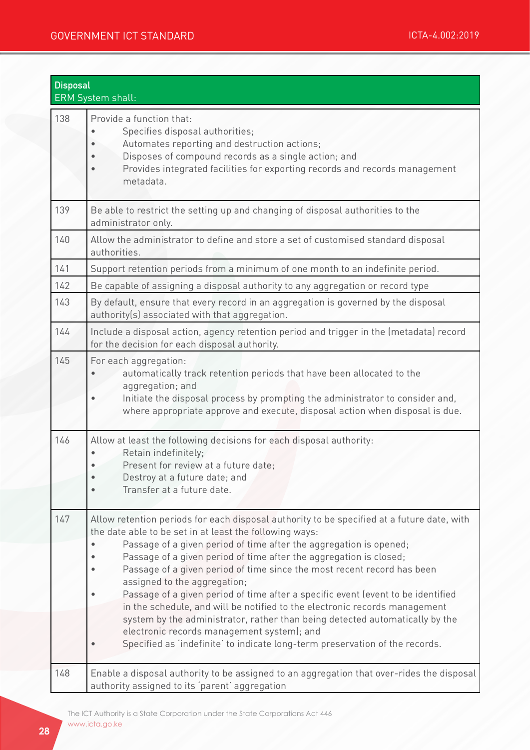| Disposal<br>ERM System shall: | |
|---|---|
| 138 | Provide a function that:<br>• Specifies disposal authorities;<br>• Automates reporting and destruction actions;<br>• Disposes of compound records as a single action; and<br>• Provides integrated facilities for exporting records and records management metadata. |
| 139 | Be able to restrict the setting up and changing of disposal authorities to the administrator only. |
| 140 | Allow the administrator to define and store a set of customised standard disposal authorities. |
| 141 | Support retention periods from a minimum of one month to an indefinite period. |
| 142 | Be capable of assigning a disposal authority to any aggregation or record type |
| 143 | By default, ensure that every record in an aggregation is governed by the disposal authority(s) associated with that aggregation. |
| 144 | Include a disposal action, agency retention period and trigger in the (metadata) record for the decision for each disposal authority. |
| 145 | For each aggregation:<br>• automatically track retention periods that have been allocated to the aggregation; and<br>• Initiate the disposal process by prompting the administrator to consider and, where appropriate approve and execute, disposal action when disposal is due. |
| 146 | Allow at least the following decisions for each disposal authority:<br>• Retain indefinitely;<br>• Present for review at a future date;<br>• Destroy at a future date; and<br>• Transfer at a future date. |
| 147 | Allow retention periods for each disposal authority to be specified at a future date, with the date able to be set in at least the following ways:<br>• Passage of a given period of time after the aggregation is opened;<br>• Passage of a given period of time after the aggregation is closed;<br>• Passage of a given period of time since the most recent record has been assigned to the aggregation;<br>• Passage of a given period of time after a specific event (event to be identified in the schedule, and will be notified to the electronic records management system by the administrator, rather than being detected automatically by the electronic records management system); and<br>• Specified as 'indefinite' to indicate long-term preservation of the records. |
| 148 | Enable a disposal authority to be assigned to an aggregation that over-rides the disposal authority assigned to its 'parent' aggregation |

The ICT Authority is a State Corporation under the State Corporations Act 446
www.icta.go.ke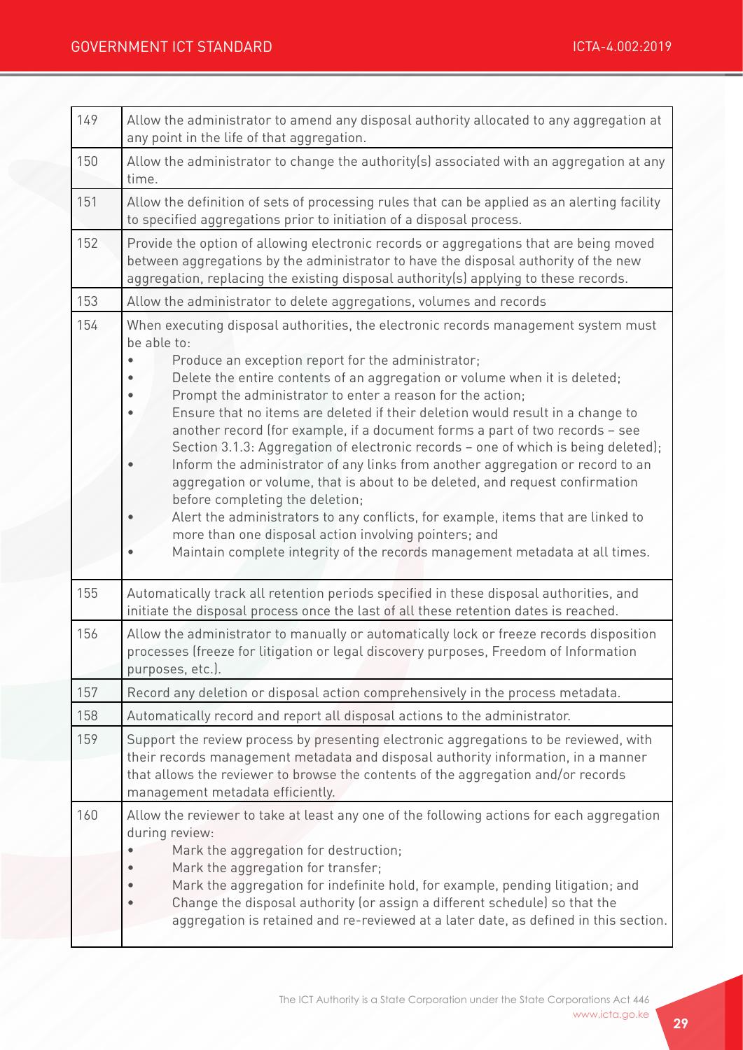| | |
|---|---|
| 149 | Allow the administrator to amend any disposal authority allocated to any aggregation at any point in the life of that aggregation. |
| 150 | Allow the administrator to change the authority(s) associated with an aggregation at any time. |
| 151 | Allow the definition of sets of processing rules that can be applied as an alerting facility to specified aggregations prior to initiation of a disposal process. |
| 152 | Provide the option of allowing electronic records or aggregations that are being moved between aggregations by the administrator to have the disposal authority of the new aggregation, replacing the existing disposal authority(s) applying to these records. |
| 153 | Allow the administrator to delete aggregations, volumes and records |
| 154 | When executing disposal authorities, the electronic records management system must be able to:<br>• Produce an exception report for the administrator;<br>• Delete the entire contents of an aggregation or volume when it is deleted;<br>• Prompt the administrator to enter a reason for the action;<br>• Ensure that no items are deleted if their deletion would result in a change to another record (for example, if a document forms a part of two records – see Section 3.1.3: Aggregation of electronic records – one of which is being deleted);<br>• Inform the administrator of any links from another aggregation or record to an aggregation or volume, that is about to be deleted, and request confirmation before completing the deletion;<br>• Alert the administrators to any conflicts, for example, items that are linked to more than one disposal action involving pointers; and<br>• Maintain complete integrity of the records management metadata at all times. |
| 155 | Automatically track all retention periods specified in these disposal authorities, and initiate the disposal process once the last of all these retention dates is reached. |
| 156 | Allow the administrator to manually or automatically lock or freeze records disposition processes (freeze for litigation or legal discovery purposes, Freedom of Information purposes, etc.). |
| 157 | Record any deletion or disposal action comprehensively in the process metadata. |
| 158 | Automatically record and report all disposal actions to the administrator. |
| 159 | Support the review process by presenting electronic aggregations to be reviewed, with their records management metadata and disposal authority information, in a manner that allows the reviewer to browse the contents of the aggregation and/or records management metadata efficiently. |
| 160 | Allow the reviewer to take at least any one of the following actions for each aggregation during review:<br>• Mark the aggregation for destruction;<br>• Mark the aggregation for transfer;<br>• Mark the aggregation for indefinite hold, for example, pending litigation; and<br>• Change the disposal authority (or assign a different schedule) so that the aggregation is retained and re-reviewed at a later date, as defined in this section. |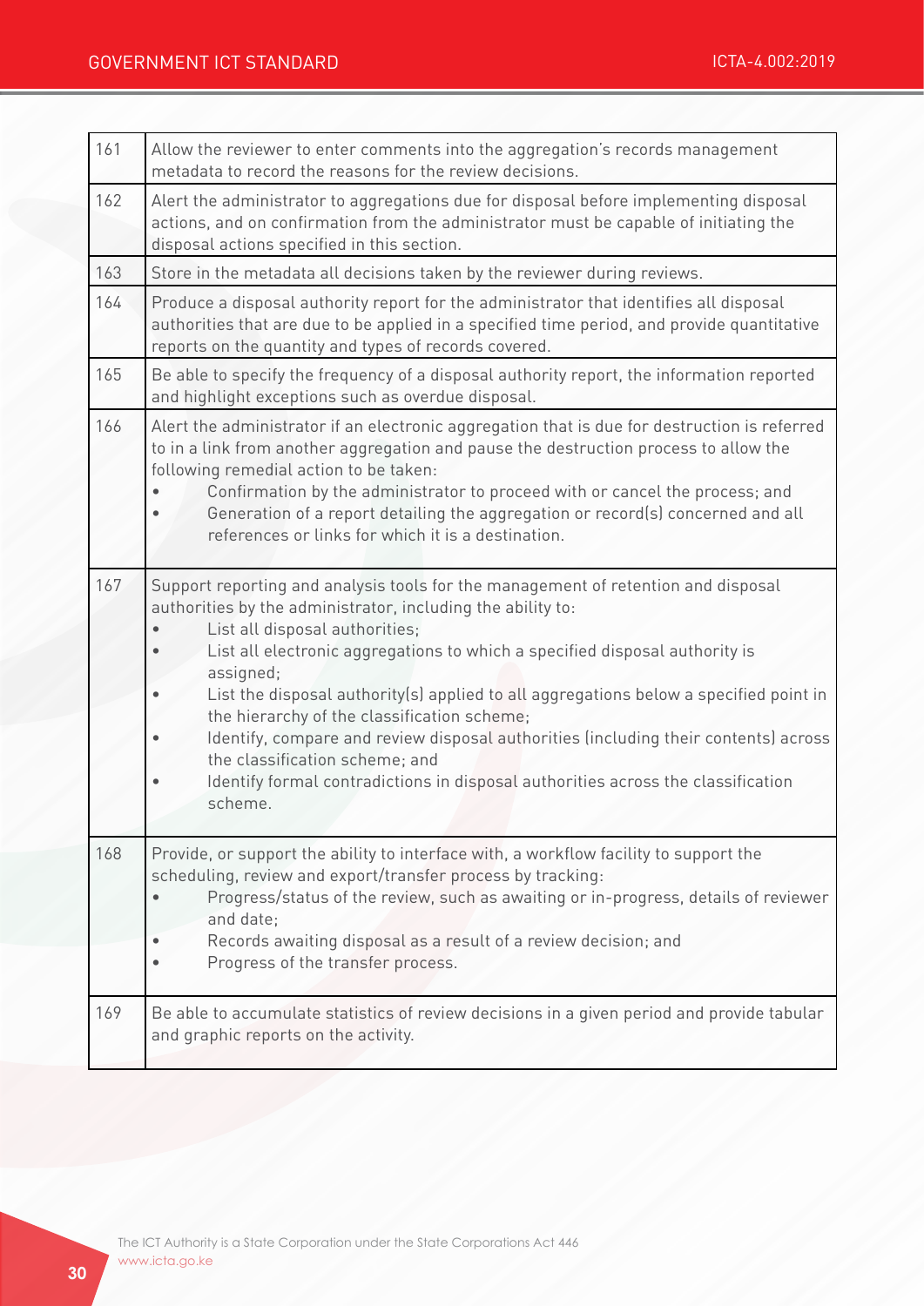| | |
|---|---|
| 161 | Allow the reviewer to enter comments into the aggregation's records management metadata to record the reasons for the review decisions. |
| 162 | Alert the administrator to aggregations due for disposal before implementing disposal actions, and on confirmation from the administrator must be capable of initiating the disposal actions specified in this section. |
| 163 | Store in the metadata all decisions taken by the reviewer during reviews. |
| 164 | Produce a disposal authority report for the administrator that identifies all disposal authorities that are due to be applied in a specified time period, and provide quantitative reports on the quantity and types of records covered. |
| 165 | Be able to specify the frequency of a disposal authority report, the information reported and highlight exceptions such as overdue disposal. |
| 166 | Alert the administrator if an electronic aggregation that is due for destruction is referred to in a link from another aggregation and pause the destruction process to allow the following remedial action to be taken:<br>• Confirmation by the administrator to proceed with or cancel the process; and<br>• Generation of a report detailing the aggregation or record(s) concerned and all references or links for which it is a destination. |
| 167 | Support reporting and analysis tools for the management of retention and disposal authorities by the administrator, including the ability to:<br>• List all disposal authorities;<br>• List all electronic aggregations to which a specified disposal authority is assigned;<br>• List the disposal authority(s) applied to all aggregations below a specified point in the hierarchy of the classification scheme;<br>• Identify, compare and review disposal authorities (including their contents) across the classification scheme; and<br>• Identify formal contradictions in disposal authorities across the classification scheme. |
| 168 | Provide, or support the ability to interface with, a workflow facility to support the scheduling, review and export/transfer process by tracking:<br>• Progress/status of the review, such as awaiting or in-progress, details of reviewer and date;<br>• Records awaiting disposal as a result of a review decision; and<br>• Progress of the transfer process. |
| 169 | Be able to accumulate statistics of review decisions in a given period and provide tabular and graphic reports on the activity. |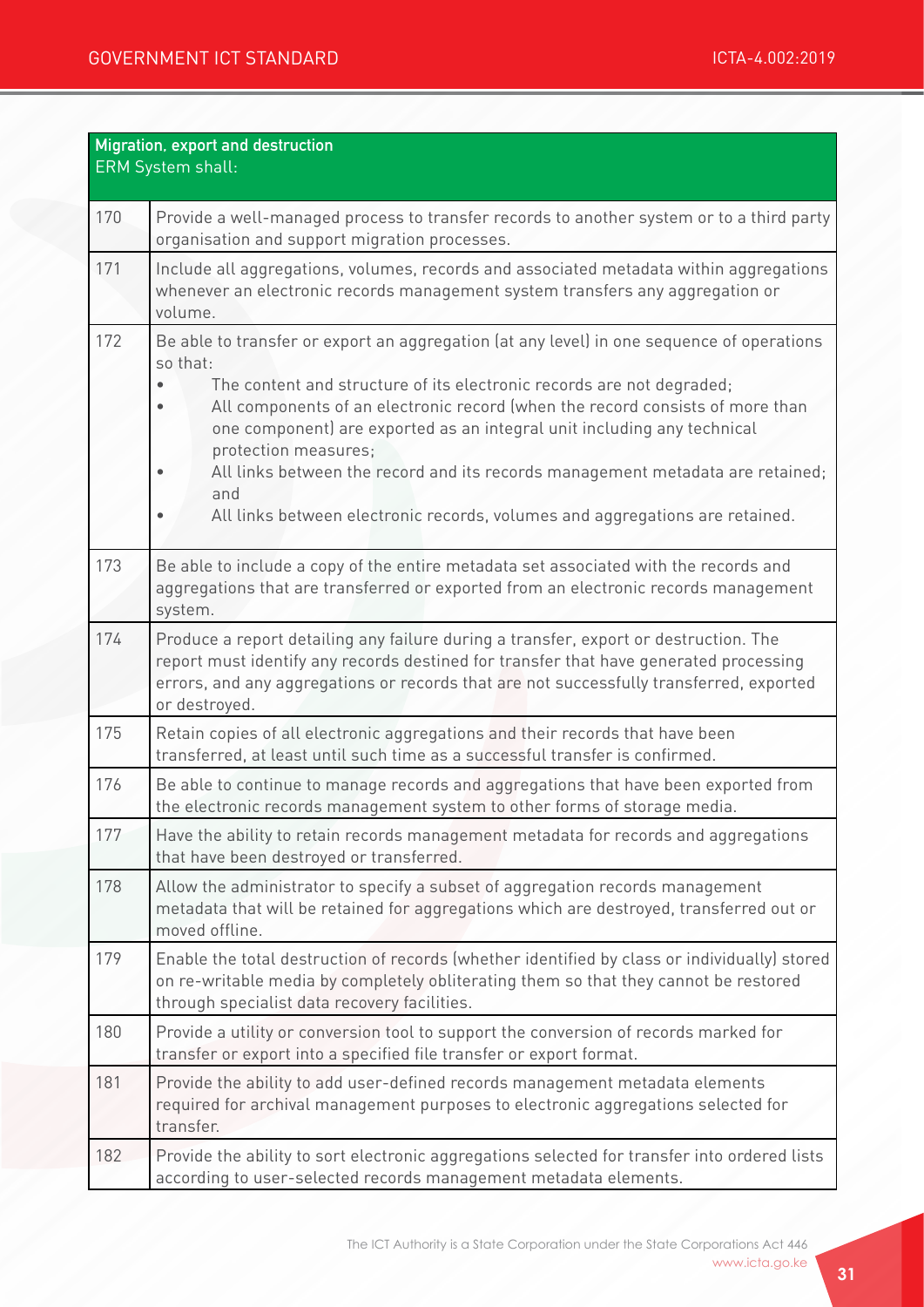| Migration, export and destruction<br>ERM System shall: | |
|---|---|
| 170 | Provide a well-managed process to transfer records to another system or to a third party organisation and support migration processes. |
| 171 | Include all aggregations, volumes, records and associated metadata within aggregations whenever an electronic records management system transfers any aggregation or volume. |
| 172 | Be able to transfer or export an aggregation (at any level) in one sequence of operations so that:<br>• The content and structure of its electronic records are not degraded;<br>• All components of an electronic record (when the record consists of more than one component) are exported as an integral unit including any technical protection measures;<br>• All links between the record and its records management metadata are retained; and<br>• All links between electronic records, volumes and aggregations are retained. |
| 173 | Be able to include a copy of the entire metadata set associated with the records and aggregations that are transferred or exported from an electronic records management system. |
| 174 | Produce a report detailing any failure during a transfer, export or destruction. The report must identify any records destined for transfer that have generated processing errors, and any aggregations or records that are not successfully transferred, exported or destroyed. |
| 175 | Retain copies of all electronic aggregations and their records that have been transferred, at least until such time as a successful transfer is confirmed. |
| 176 | Be able to continue to manage records and aggregations that have been exported from the electronic records management system to other forms of storage media. |
| 177 | Have the ability to retain records management metadata for records and aggregations that have been destroyed or transferred. |
| 178 | Allow the administrator to specify a subset of aggregation records management metadata that will be retained for aggregations which are destroyed, transferred out or moved offline. |
| 179 | Enable the total destruction of records (whether identified by class or individually) stored on re-writable media by completely obliterating them so that they cannot be restored through specialist data recovery facilities. |
| 180 | Provide a utility or conversion tool to support the conversion of records marked for transfer or export into a specified file transfer or export format. |
| 181 | Provide the ability to add user-defined records management metadata elements required for archival management purposes to electronic aggregations selected for transfer. |
| 182 | Provide the ability to sort electronic aggregations selected for transfer into ordered lists according to user-selected records management metadata elements. |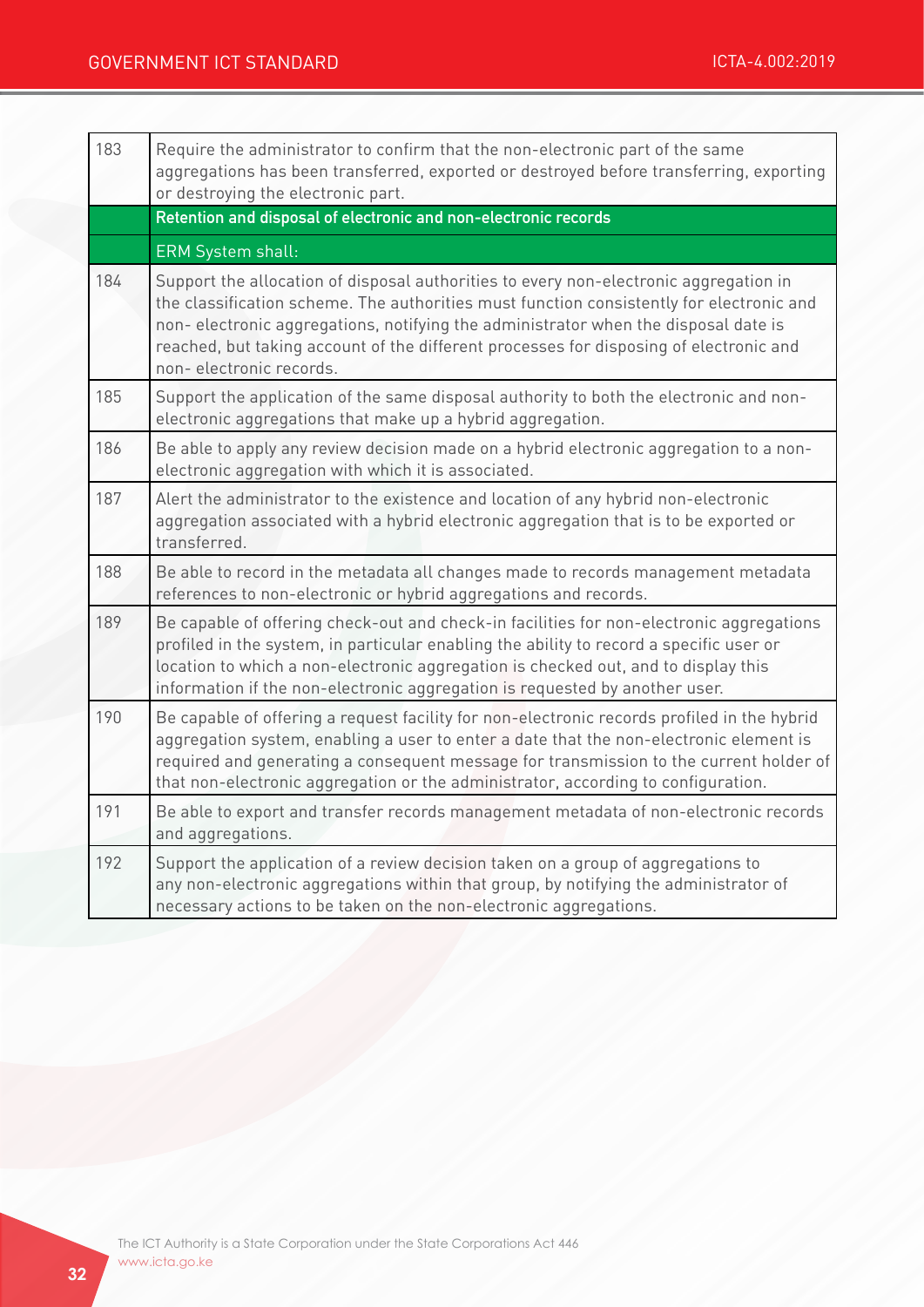| | |
|---|---|
| 183 | Require the administrator to confirm that the non-electronic part of the same aggregations has been transferred, exported or destroyed before transferring, exporting or destroying the electronic part. |
| | **Retention and disposal of electronic and non-electronic records** |
| | ERM System shall: |
| 184 | Support the allocation of disposal authorities to every non-electronic aggregation in the classification scheme. The authorities must function consistently for electronic and non- electronic aggregations, notifying the administrator when the disposal date is reached, but taking account of the different processes for disposing of electronic and non- electronic records. |
| 185 | Support the application of the same disposal authority to both the electronic and non-electronic aggregations that make up a hybrid aggregation. |
| 186 | Be able to apply any review decision made on a hybrid electronic aggregation to a non-electronic aggregation with which it is associated. |
| 187 | Alert the administrator to the existence and location of any hybrid non-electronic aggregation associated with a hybrid electronic aggregation that is to be exported or transferred. |
| 188 | Be able to record in the metadata all changes made to records management metadata references to non-electronic or hybrid aggregations and records. |
| 189 | Be capable of offering check-out and check-in facilities for non-electronic aggregations profiled in the system, in particular enabling the ability to record a specific user or location to which a non-electronic aggregation is checked out, and to display this information if the non-electronic aggregation is requested by another user. |
| 190 | Be capable of offering a request facility for non-electronic records profiled in the hybrid aggregation system, enabling a user to enter a date that the non-electronic element is required and generating a consequent message for transmission to the current holder of that non-electronic aggregation or the administrator, according to configuration. |
| 191 | Be able to export and transfer records management metadata of non-electronic records and aggregations. |
| 192 | Support the application of a review decision taken on a group of aggregations to any non-electronic aggregations within that group, by notifying the administrator of necessary actions to be taken on the non-electronic aggregations. |

The ICT Authority is a State Corporation under the State Corporations Act 446
www.icta.go.ke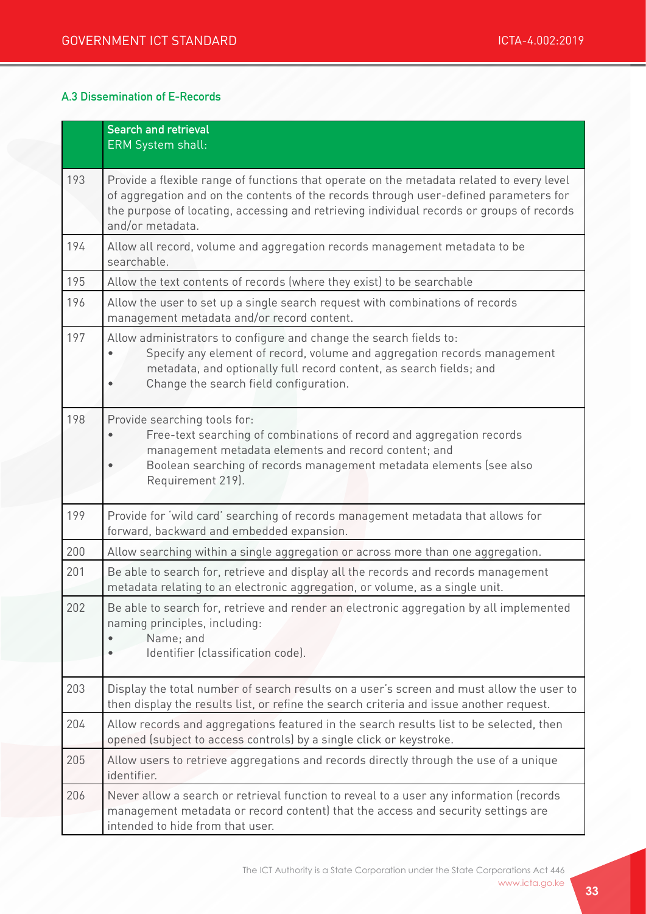### A.3 Dissemination of E-Records

| | **Search and retrieval**<br>ERM System shall: |
|---|---|
| 193 | Provide a flexible range of functions that operate on the metadata related to every level of aggregation and on the contents of the records through user-defined parameters for the purpose of locating, accessing and retrieving individual records or groups of records and/or metadata. |
| 194 | Allow all record, volume and aggregation records management metadata to be searchable. |
| 195 | Allow the text contents of records (where they exist) to be searchable |
| 196 | Allow the user to set up a single search request with combinations of records management metadata and/or record content. |
| 197 | Allow administrators to configure and change the search fields to:<br>• Specify any element of record, volume and aggregation records management metadata, and optionally full record content, as search fields; and<br>• Change the search field configuration. |
| 198 | Provide searching tools for:<br>• Free-text searching of combinations of record and aggregation records management metadata elements and record content; and<br>• Boolean searching of records management metadata elements (see also Requirement 219). |
| 199 | Provide for 'wild card' searching of records management metadata that allows for forward, backward and embedded expansion. |
| 200 | Allow searching within a single aggregation or across more than one aggregation. |
| 201 | Be able to search for, retrieve and display all the records and records management metadata relating to an electronic aggregation, or volume, as a single unit. |
| 202 | Be able to search for, retrieve and render an electronic aggregation by all implemented naming principles, including:<br>• Name; and<br>• Identifier (classification code). |
| 203 | Display the total number of search results on a user's screen and must allow the user to then display the results list, or refine the search criteria and issue another request. |
| 204 | Allow records and aggregations featured in the search results list to be selected, then opened (subject to access controls) by a single click or keystroke. |
| 205 | Allow users to retrieve aggregations and records directly through the use of a unique identifier. |
| 206 | Never allow a search or retrieval function to reveal to a user any information (records management metadata or record content) that the access and security settings are intended to hide from that user. |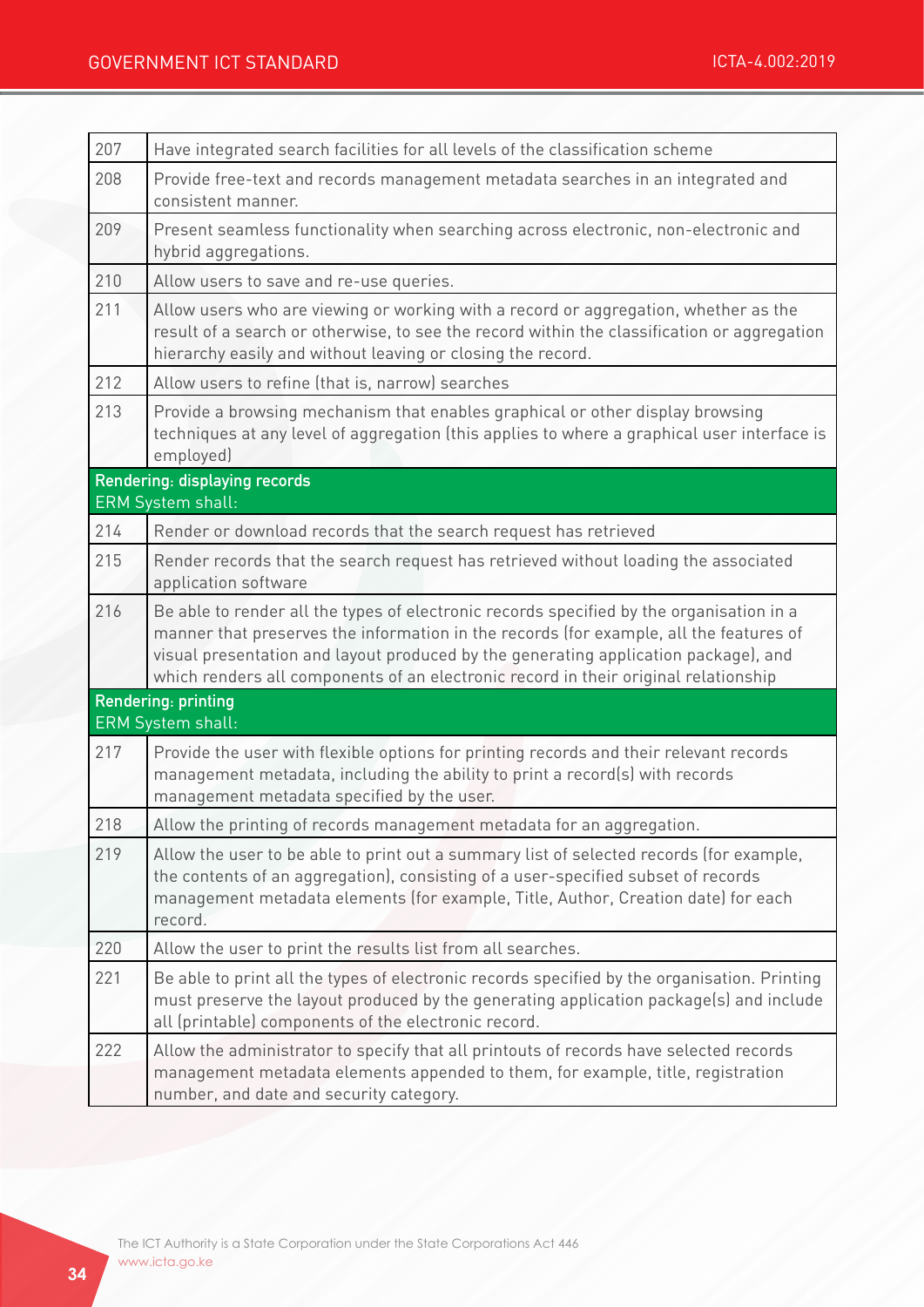| | |
|---|---|
| 207 | Have integrated search facilities for all levels of the classification scheme |
| 208 | Provide free-text and records management metadata searches in an integrated and consistent manner. |
| 209 | Present seamless functionality when searching across electronic, non-electronic and hybrid aggregations. |
| 210 | Allow users to save and re-use queries. |
| 211 | Allow users who are viewing or working with a record or aggregation, whether as the result of a search or otherwise, to see the record within the classification or aggregation hierarchy easily and without leaving or closing the record. |
| 212 | Allow users to refine (that is, narrow) searches |
| 213 | Provide a browsing mechanism that enables graphical or other display browsing techniques at any level of aggregation (this applies to where a graphical user interface is employed) |
| **Rendering: displaying records** ERM System shall: | |
| 214 | Render or download records that the search request has retrieved |
| 215 | Render records that the search request has retrieved without loading the associated application software |
| 216 | Be able to render all the types of electronic records specified by the organisation in a manner that preserves the information in the records (for example, all the features of visual presentation and layout produced by the generating application package), and which renders all components of an electronic record in their original relationship |
| **Rendering: printing** ERM System shall: | |
| 217 | Provide the user with flexible options for printing records and their relevant records management metadata, including the ability to print a record(s) with records management metadata specified by the user. |
| 218 | Allow the printing of records management metadata for an aggregation. |
| 219 | Allow the user to be able to print out a summary list of selected records (for example, the contents of an aggregation), consisting of a user-specified subset of records management metadata elements (for example, Title, Author, Creation date) for each record. |
| 220 | Allow the user to print the results list from all searches. |
| 221 | Be able to print all the types of electronic records specified by the organisation. Printing must preserve the layout produced by the generating application package(s) and include all (printable) components of the electronic record. |
| 222 | Allow the administrator to specify that all printouts of records have selected records management metadata elements appended to them, for example, title, registration number, and date and security category. |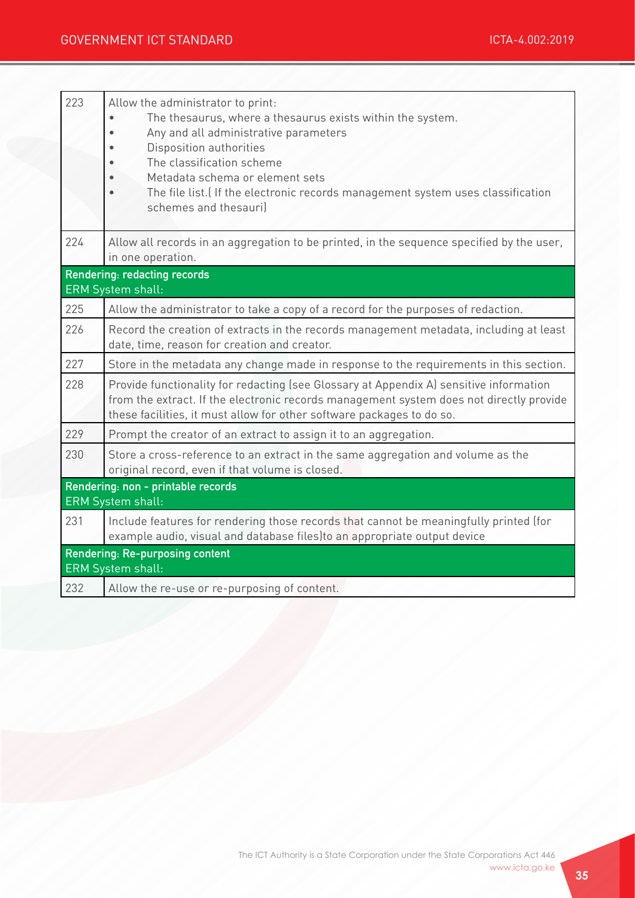| | |
|---|---|
| 223 | Allow the administrator to print:<br>• The thesaurus, where a thesaurus exists within the system.<br>• Any and all administrative parameters<br>• Disposition authorities<br>• The classification scheme<br>• Metadata schema or element sets<br>• The file list.( If the electronic records management system uses classification schemes and thesauri) |
| 224 | Allow all records in an aggregation to be printed, in the sequence specified by the user, in one operation. |
| **Rendering: redacting records**<br>ERM System shall: | |
| 225 | Allow the administrator to take a copy of a record for the purposes of redaction. |
| 226 | Record the creation of extracts in the records management metadata, including at least date, time, reason for creation and creator. |
| 227 | Store in the metadata any change made in response to the requirements in this section. |
| 228 | Provide functionality for redacting (see Glossary at Appendix A) sensitive information from the extract. If the electronic records management system does not directly provide these facilities, it must allow for other software packages to do so. |
| 229 | Prompt the creator of an extract to assign it to an aggregation. |
| 230 | Store a cross-reference to an extract in the same aggregation and volume as the original record, even if that volume is closed. |
| **Rendering: non - printable records**<br>ERM System shall: | |
| 231 | Include features for rendering those records that cannot be meaningfully printed (for example audio, visual and database files)to an appropriate output device |
| **Rendering: Re-purposing content**<br>ERM System shall: | |
| 232 | Allow the re-use or re-purposing of content. |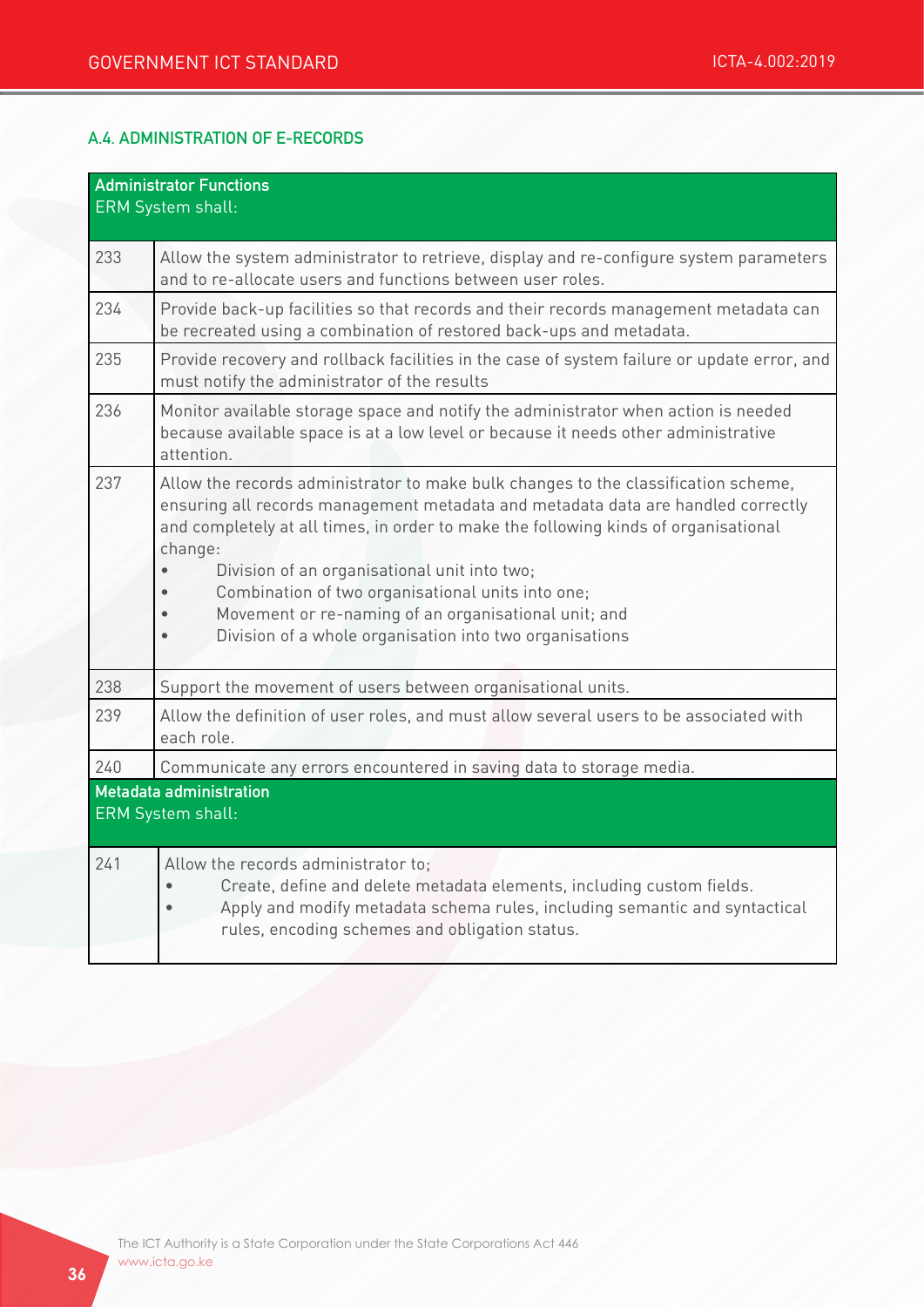## A.4. ADMINISTRATION OF E-RECORDS

| **Administrator Functions**<br>ERM System shall: | |
|---|---|
| 233 | Allow the system administrator to retrieve, display and re-configure system parameters and to re-allocate users and functions between user roles. |
| 234 | Provide back-up facilities so that records and their records management metadata can be recreated using a combination of restored back-ups and metadata. |
| 235 | Provide recovery and rollback facilities in the case of system failure or update error, and must notify the administrator of the results |
| 236 | Monitor available storage space and notify the administrator when action is needed because available space is at a low level or because it needs other administrative attention. |
| 237 | Allow the records administrator to make bulk changes to the classification scheme, ensuring all records management metadata and metadata data are handled correctly and completely at all times, in order to make the following kinds of organisational change:<br>• Division of an organisational unit into two;<br>• Combination of two organisational units into one;<br>• Movement or re-naming of an organisational unit; and<br>• Division of a whole organisation into two organisations |
| 238 | Support the movement of users between organisational units. |
| 239 | Allow the definition of user roles, and must allow several users to be associated with each role. |
| 240 | Communicate any errors encountered in saving data to storage media. |
| **Metadata administration**<br>ERM System shall: | |
| 241 | Allow the records administrator to;<br>• Create, define and delete metadata elements, including custom fields.<br>• Apply and modify metadata schema rules, including semantic and syntactical rules, encoding schemes and obligation status. |

The ICT Authority is a State Corporation under the State Corporations Act 446
www.icta.go.ke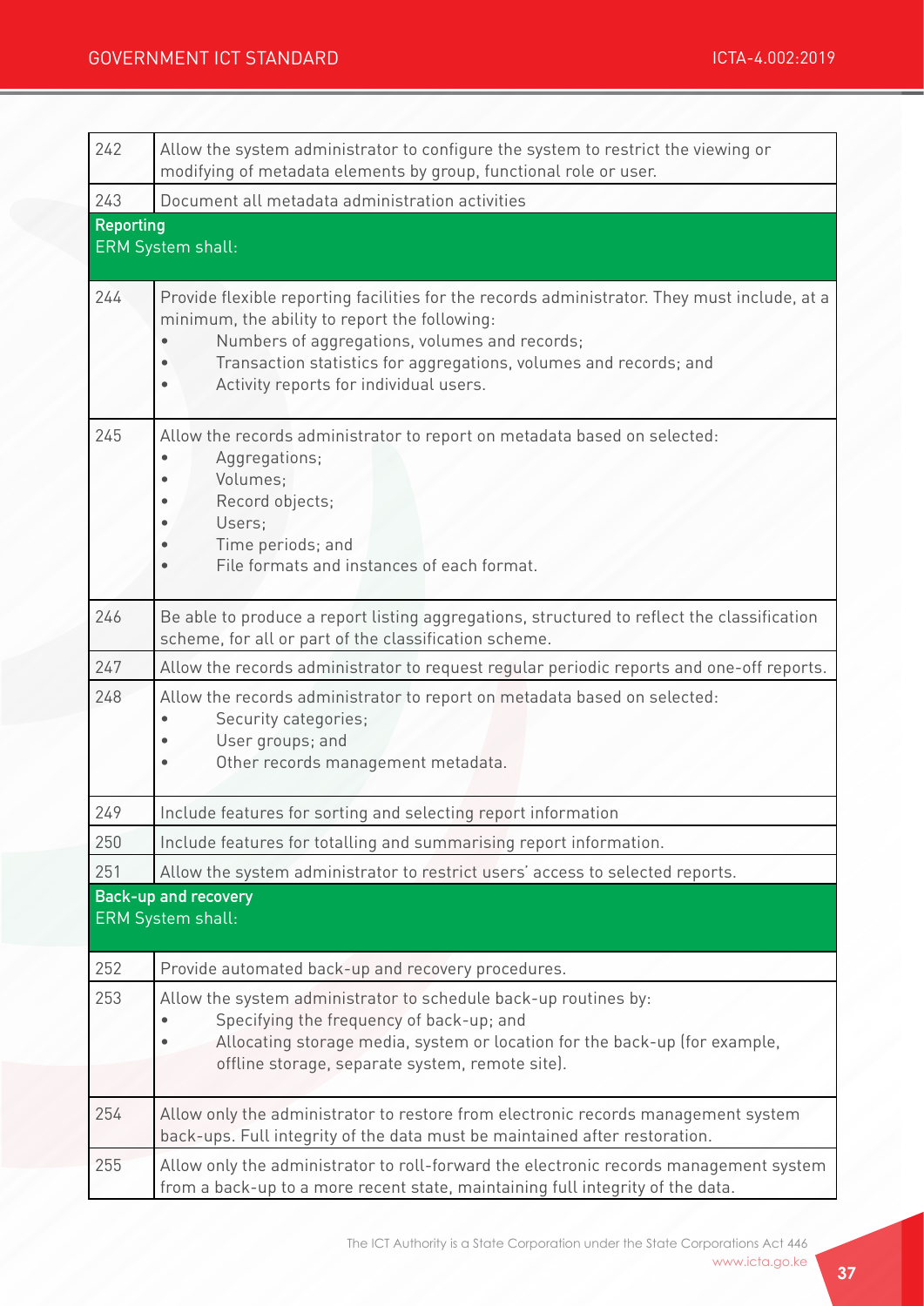| | |
|---|---|
| 242 | Allow the system administrator to configure the system to restrict the viewing or modifying of metadata elements by group, functional role or user. |
| 243 | Document all metadata administration activities |
| **Reporting**<br>ERM System shall: | |
| 244 | Provide flexible reporting facilities for the records administrator. They must include, at a minimum, the ability to report the following:<br>• Numbers of aggregations, volumes and records;<br>• Transaction statistics for aggregations, volumes and records; and<br>• Activity reports for individual users. |
| 245 | Allow the records administrator to report on metadata based on selected:<br>• Aggregations;<br>• Volumes;<br>• Record objects;<br>• Users;<br>• Time periods; and<br>• File formats and instances of each format. |
| 246 | Be able to produce a report listing aggregations, structured to reflect the classification scheme, for all or part of the classification scheme. |
| 247 | Allow the records administrator to request regular periodic reports and one-off reports. |
| 248 | Allow the records administrator to report on metadata based on selected:<br>• Security categories;<br>• User groups; and<br>• Other records management metadata. |
| 249 | Include features for sorting and selecting report information |
| 250 | Include features for totalling and summarising report information. |
| 251 | Allow the system administrator to restrict users' access to selected reports. |
| **Back-up and recovery**<br>ERM System shall: | |
| 252 | Provide automated back-up and recovery procedures. |
| 253 | Allow the system administrator to schedule back-up routines by:<br>• Specifying the frequency of back-up; and<br>• Allocating storage media, system or location for the back-up (for example, offline storage, separate system, remote site). |
| 254 | Allow only the administrator to restore from electronic records management system back-ups. Full integrity of the data must be maintained after restoration. |
| 255 | Allow only the administrator to roll-forward the electronic records management system from a back-up to a more recent state, maintaining full integrity of the data. |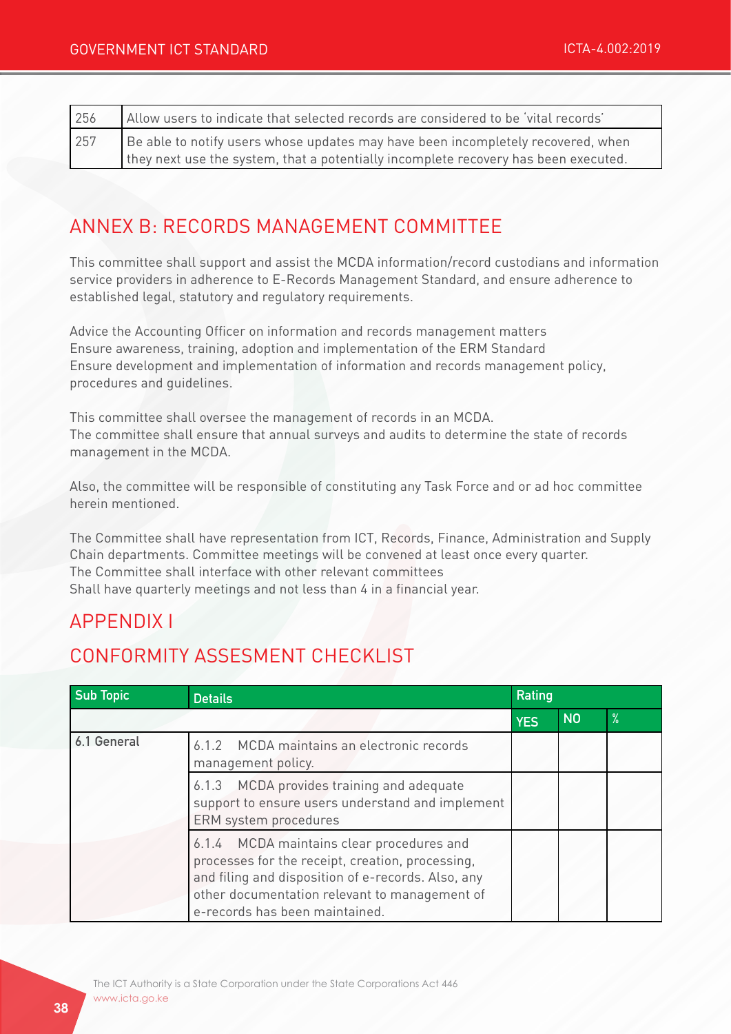| 256 | Allow users to indicate that selected records are considered to be 'vital records' |
|---|---|
| 257 | Be able to notify users whose updates may have been incompletely recovered, when they next use the system, that a potentially incomplete recovery has been executed. |

## ANNEX B: RECORDS MANAGEMENT COMMITTEE

This committee shall support and assist the MCDA information/record custodians and information service providers in adherence to E-Records Management Standard, and ensure adherence to established legal, statutory and regulatory requirements.

Advice the Accounting Officer on information and records management matters
Ensure awareness, training, adoption and implementation of the ERM Standard
Ensure development and implementation of information and records management policy, procedures and guidelines.

This committee shall oversee the management of records in an MCDA.
The committee shall ensure that annual surveys and audits to determine the state of records management in the MCDA.

Also, the committee will be responsible of constituting any Task Force and or ad hoc committee herein mentioned.

The Committee shall have representation from ICT, Records, Finance, Administration and Supply Chain departments. Committee meetings will be convened at least once every quarter.
The Committee shall interface with other relevant committees
Shall have quarterly meetings and not less than 4 in a financial year.

## APPENDIX I

## CONFORMITY ASSESMENT CHECKLIST

| Sub Topic | Details | Rating | | |
|---|---|---|---|---|
| | | YES | NO | % |
| 6.1 General | 6.1.2 MCDA maintains an electronic records management policy. | | | |
| | 6.1.3 MCDA provides training and adequate support to ensure users understand and implement ERM system procedures | | | |
| | 6.1.4 MCDA maintains clear procedures and processes for the receipt, creation, processing, and filing and disposition of e-records. Also, any other documentation relevant to management of e-records has been maintained. | | | |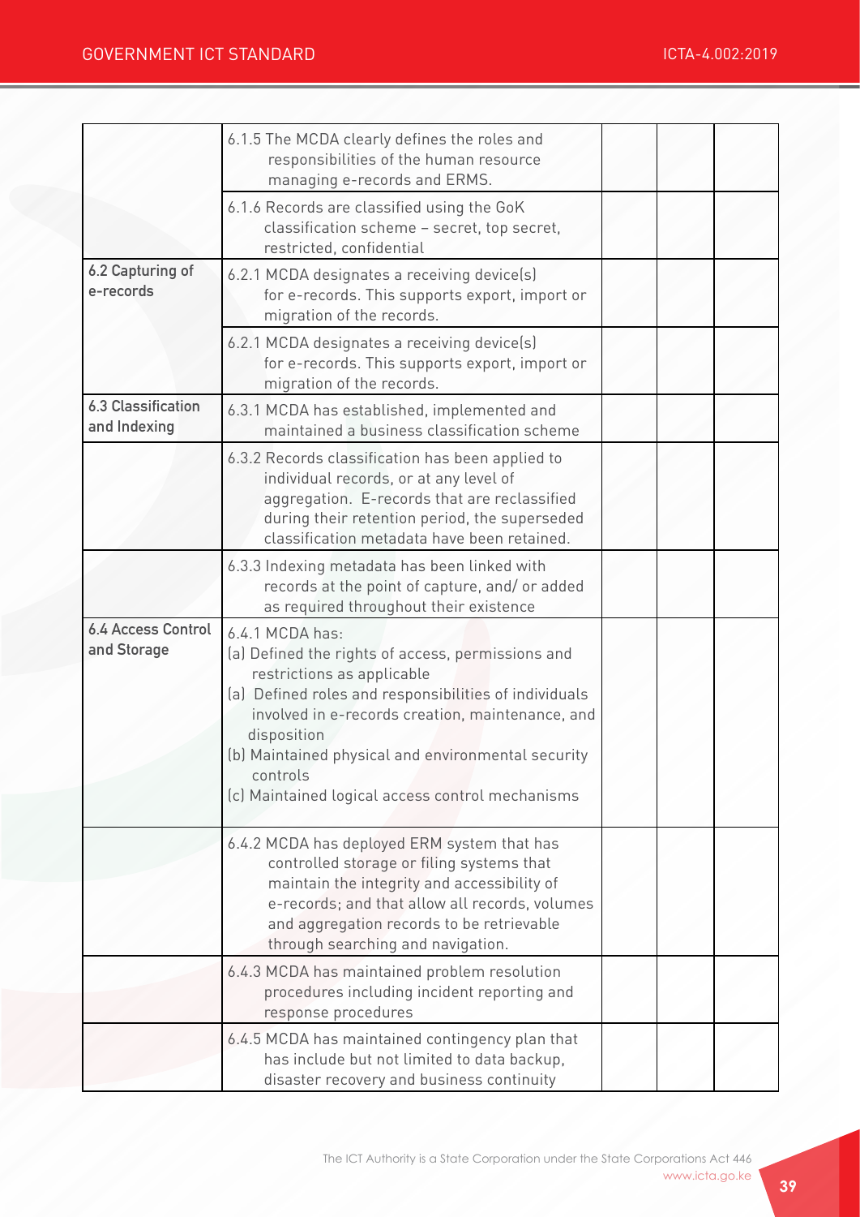| | | | | |
|---|---|---|---|---|
| | 6.1.5 The MCDA clearly defines the roles and responsibilities of the human resource managing e-records and ERMS. | | | |
| | 6.1.6 Records are classified using the GoK classification scheme – secret, top secret, restricted, confidential | | | |
| **6.2 Capturing of e-records** | 6.2.1 MCDA designates a receiving device(s) for e-records. This supports export, import or migration of the records. | | | |
| | 6.2.1 MCDA designates a receiving device(s) for e-records. This supports export, import or migration of the records. | | | |
| **6.3 Classification and Indexing** | 6.3.1 MCDA has established, implemented and maintained a business classification scheme | | | |
| | 6.3.2 Records classification has been applied to individual records, or at any level of aggregation. E-records that are reclassified during their retention period, the superseded classification metadata have been retained. | | | |
| | 6.3.3 Indexing metadata has been linked with records at the point of capture, and/ or added as required throughout their existence | | | |
| **6.4 Access Control and Storage** | 6.4.1 MCDA has:<br>(a) Defined the rights of access, permissions and restrictions as applicable<br>(a) Defined roles and responsibilities of individuals involved in e-records creation, maintenance, and disposition<br>(b) Maintained physical and environmental security controls<br>(c) Maintained logical access control mechanisms | | | |
| | 6.4.2 MCDA has deployed ERM system that has controlled storage or filing systems that maintain the integrity and accessibility of e-records; and that allow all records, volumes and aggregation records to be retrievable through searching and navigation. | | | |
| | 6.4.3 MCDA has maintained problem resolution procedures including incident reporting and response procedures | | | |
| | 6.4.5 MCDA has maintained contingency plan that has include but not limited to data backup, disaster recovery and business continuity | | | |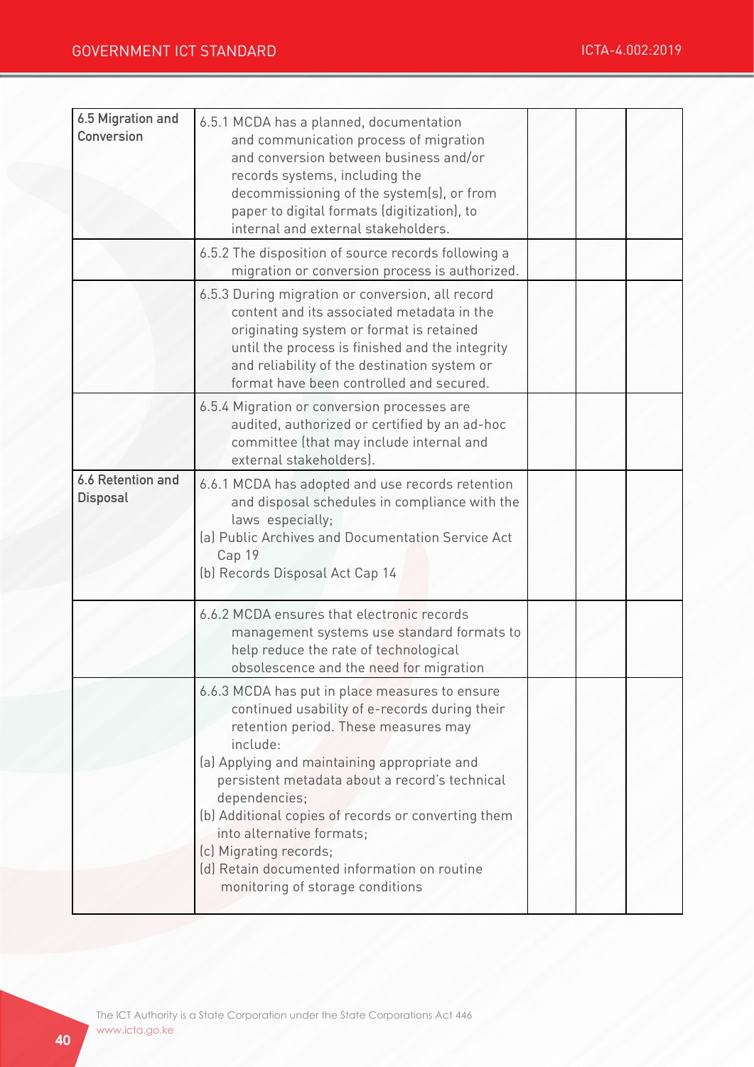| | | | | |
|---|---|---|---|---|
| **6.5 Migration and Conversion** | 6.5.1 MCDA has a planned, documentation and communication process of migration and conversion between business and/or records systems, including the decommissioning of the system(s), or from paper to digital formats (digitization), to internal and external stakeholders. | | | |
| | 6.5.2 The disposition of source records following a migration or conversion process is authorized. | | | |
| | 6.5.3 During migration or conversion, all record content and its associated metadata in the originating system or format is retained until the process is finished and the integrity and reliability of the destination system or format have been controlled and secured. | | | |
| | 6.5.4 Migration or conversion processes are audited, authorized or certified by an ad-hoc committee (that may include internal and external stakeholders). | | | |
| **6.6 Retention and Disposal** | 6.6.1 MCDA has adopted and use records retention and disposal schedules in compliance with the laws especially;<br>(a) Public Archives and Documentation Service Act Cap 19<br>(b) Records Disposal Act Cap 14 | | | |
| | 6.6.2 MCDA ensures that electronic records management systems use standard formats to help reduce the rate of technological obsolescence and the need for migration | | | |
| | 6.6.3 MCDA has put in place measures to ensure continued usability of e-records during their retention period. These measures may include:<br>(a) Applying and maintaining appropriate and persistent metadata about a record's technical dependencies;<br>(b) Additional copies of records or converting them into alternative formats;<br>(c) Migrating records;<br>(d) Retain documented information on routine monitoring of storage conditions | | | |

The ICT Authority is a State Corporation under the State Corporations Act 446
www.icta.go.ke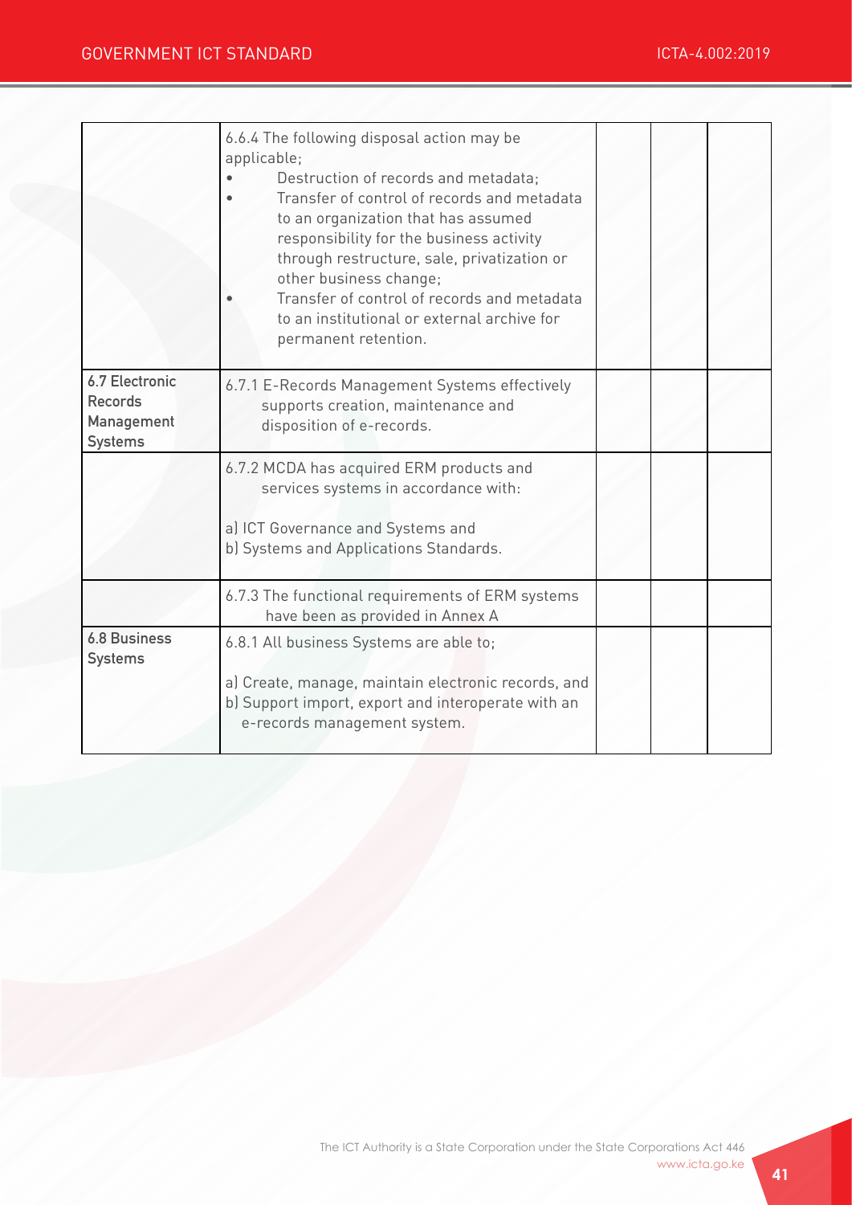| | | | | |
|---|---|---|---|---|
| | 6.6.4 The following disposal action may be applicable;<br>• Destruction of records and metadata;<br>• Transfer of control of records and metadata to an organization that has assumed responsibility for the business activity through restructure, sale, privatization or other business change;<br>• Transfer of control of records and metadata to an institutional or external archive for permanent retention. | | | |
| **6.7 Electronic Records Management Systems** | 6.7.1 E-Records Management Systems effectively supports creation, maintenance and disposition of e-records. | | | |
| | 6.7.2 MCDA has acquired ERM products and services systems in accordance with:<br><br>a) ICT Governance and Systems and<br>b) Systems and Applications Standards. | | | |
| | 6.7.3 The functional requirements of ERM systems have been as provided in Annex A | | | |
| **6.8 Business Systems** | 6.8.1 All business Systems are able to;<br><br>a) Create, manage, maintain electronic records, and<br>b) Support import, export and interoperate with an e-records management system. | | | |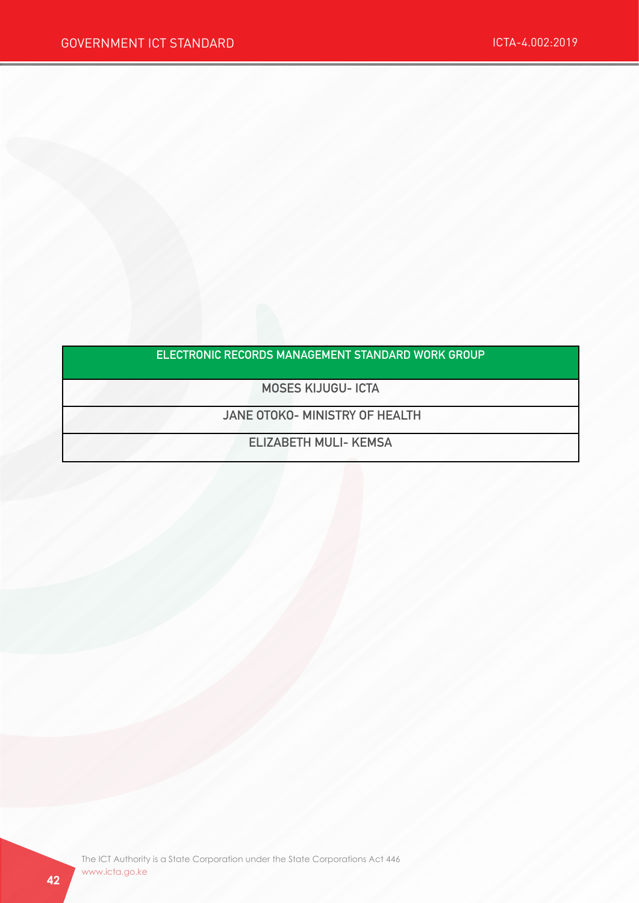| ELECTRONIC RECORDS MANAGEMENT STANDARD WORK GROUP |
|---|
| MOSES KIJUGU- ICTA |
| JANE OTOKO- MINISTRY OF HEALTH |
| ELIZABETH MULI- KEMSA |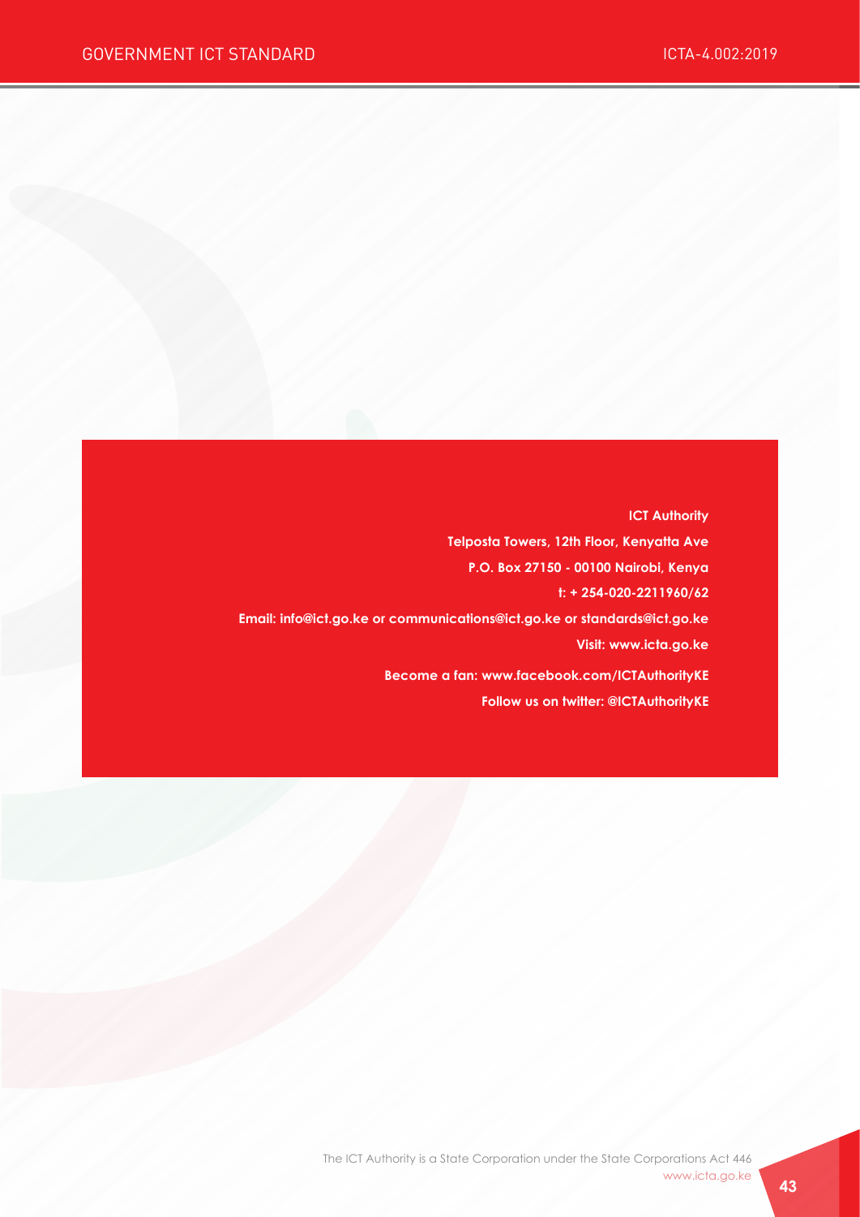**ICT Authority**

**Telposta Towers, 12th Floor, Kenyatta Ave**

**P.O. Box 27150 - 00100 Nairobi, Kenya**

**t: + 254-020-2211960/62**

**Email: info@ict.go.ke or communications@ict.go.ke or standards@ict.go.ke**

**Visit: www.icta.go.ke**

**Become a fan: www.facebook.com/ICTAuthorityKE**

**Follow us on twitter: @ICTAuthorityKE**

The ICT Authority is a State Corporation under the State Corporations Act 446

www.icta.go.ke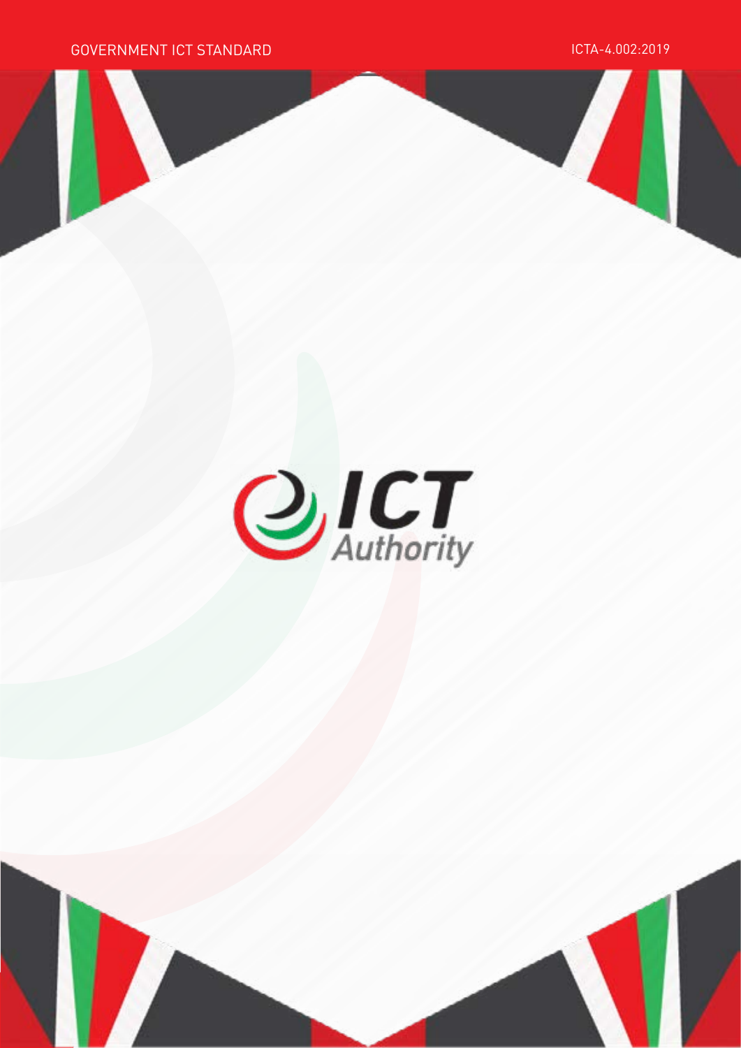GOVERNMENT ICT STANDARD

ICTA-4.002:2019

ICT Authority